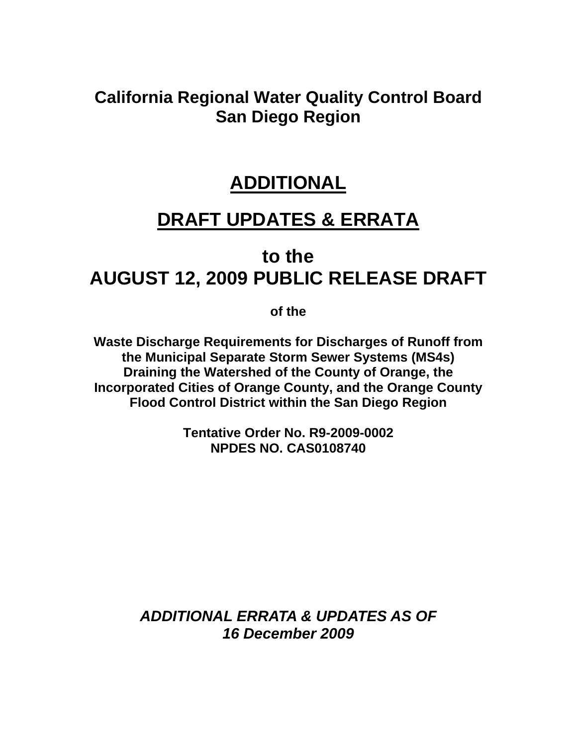**California Regional Water Quality Control Board**
**San Diego Region**

# ADDITIONAL

# DRAFT UPDATES & ERRATA

## to the
## AUGUST 12, 2009 PUBLIC RELEASE DRAFT

**of the**

**Waste Discharge Requirements for Discharges of Runoff from the Municipal Separate Storm Sewer Systems (MS4s) Draining the Watershed of the County of Orange, the Incorporated Cities of Orange County, and the Orange County Flood Control District within the San Diego Region**

**Tentative Order No. R9-2009-0002**
**NPDES NO. CAS0108740**

***ADDITIONAL ERRATA & UPDATES AS OF***
***16 December 2009***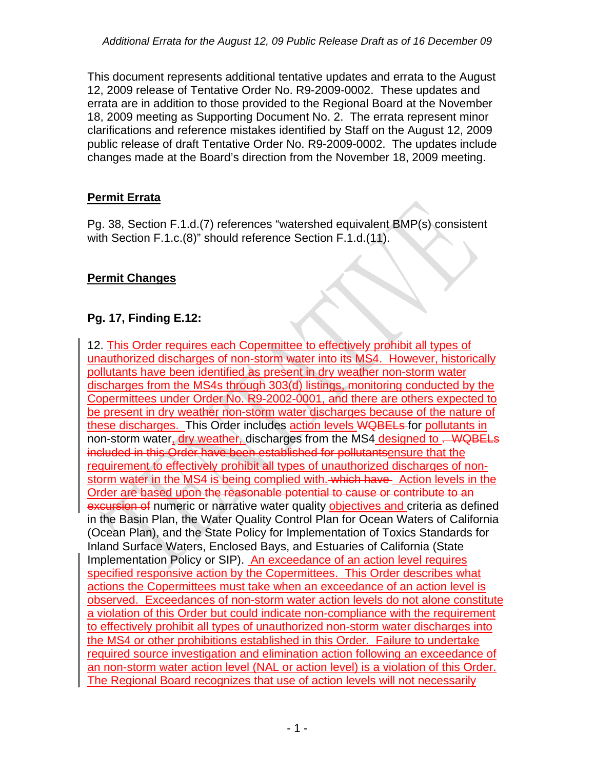This document represents additional tentative updates and errata to the August 12, 2009 release of Tentative Order No. R9-2009-0002. These updates and errata are in addition to those provided to the Regional Board at the November 18, 2009 meeting as Supporting Document No. 2. The errata represent minor clarifications and reference mistakes identified by Staff on the August 12, 2009 public release of draft Tentative Order No. R9-2009-0002. The updates include changes made at the Board's direction from the November 18, 2009 meeting.

## Permit Errata

Pg. 38, Section F.1.d.(7) references "watershed equivalent BMP(s) consistent with Section F.1.c.(8)" should reference Section F.1.d.(11).

## Permit Changes

### Pg. 17, Finding E.12:

12. This Order requires each Copermittee to effectively prohibit all types of unauthorized discharges of non-storm water into its MS4. However, historically pollutants have been identified as present in dry weather non-storm water discharges from the MS4s through 303(d) listings, monitoring conducted by the Copermittees under Order No. R9-2002-0001, and there are others expected to be present in dry weather non-storm water discharges because of the nature of these discharges. This Order includes action levels ~~WQBELs~~ for pollutants in non-storm water, dry weather, discharges from the MS4 designed to ~~. WQBELs included in this Order have been established for pollutants~~ensure that the requirement to effectively prohibit all types of unauthorized discharges of non-storm water in the MS4 is being complied with.~~ which have~~ Action levels in the Order are based upon ~~the reasonable potential to cause or contribute to an excursion of~~ numeric or narrative water quality objectives and criteria as defined in the Basin Plan, the Water Quality Control Plan for Ocean Waters of California (Ocean Plan), and the State Policy for Implementation of Toxics Standards for Inland Surface Waters, Enclosed Bays, and Estuaries of California (State Implementation Policy or SIP). An exceedance of an action level requires specified responsive action by the Copermittees. This Order describes what actions the Copermittees must take when an exceedance of an action level is observed. Exceedances of non-storm water action levels do not alone constitute a violation of this Order but could indicate non-compliance with the requirement to effectively prohibit all types of unauthorized non-storm water discharges into the MS4 or other prohibitions established in this Order. Failure to undertake required source investigation and elimination action following an exceedance of an non-storm water action level (NAL or action level) is a violation of this Order. The Regional Board recognizes that use of action levels will not necessarily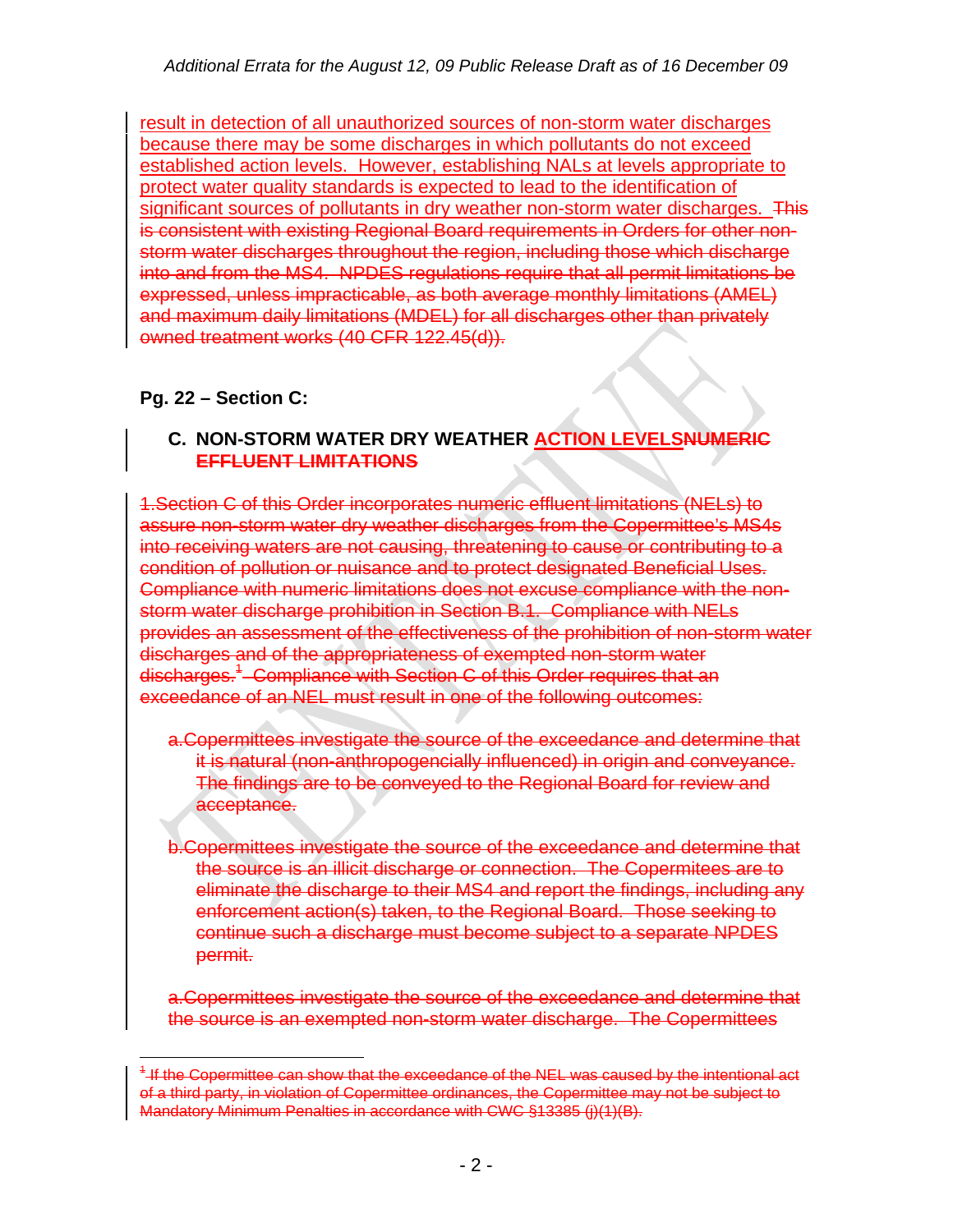result in detection of all unauthorized sources of non-storm water discharges because there may be some discharges in which pollutants do not exceed established action levels. However, establishing NALs at levels appropriate to protect water quality standards is expected to lead to the identification of significant sources of pollutants in dry weather non-storm water discharges. ~~This is consistent with existing Regional Board requirements in Orders for other non-storm water discharges throughout the region, including those which discharge into and from the MS4. NPDES regulations require that all permit limitations be expressed, unless impracticable, as both average monthly limitations (AMEL) and maximum daily limitations (MDEL) for all discharges other than privately owned treatment works (40 CFR 122.45(d)).~~

**Pg. 22 – Section C:**

**C. NON-STORM WATER DRY WEATHER ACTION LEVELS~~NUMERIC EFFLUENT LIMITATIONS~~**

~~1.Section C of this Order incorporates numeric effluent limitations (NELs) to assure non-storm water dry weather discharges from the Copermittee's MS4s into receiving waters are not causing, threatening to cause or contributing to a condition of pollution or nuisance and to protect designated Beneficial Uses. Compliance with numeric limitations does not excuse compliance with the non-storm water discharge prohibition in Section B.1. Compliance with NELs provides an assessment of the effectiveness of the prohibition of non-storm water discharges and of the appropriateness of exempted non-storm water discharges.[1] Compliance with Section C of this Order requires that an exceedance of an NEL must result in one of the following outcomes:~~

~~a.Copermittees investigate the source of the exceedance and determine that it is natural (non-anthropogencially influenced) in origin and conveyance. The findings are to be conveyed to the Regional Board for review and acceptance.~~

~~b.Copermittees investigate the source of the exceedance and determine that the source is an illicit discharge or connection. The Copermitees are to eliminate the discharge to their MS4 and report the findings, including any enforcement action(s) taken, to the Regional Board. Those seeking to continue such a discharge must become subject to a separate NPDES permit.~~

~~a.Copermittees investigate the source of the exceedance and determine that the source is an exempted non-storm water discharge. The Copermittees~~

---

~~[1] If the Copermittee can show that the exceedance of the NEL was caused by the intentional act of a third party, in violation of Copermittee ordinances, the Copermittee may not be subject to Mandatory Minimum Penalties in accordance with CWC §13385 (j)(1)(B).~~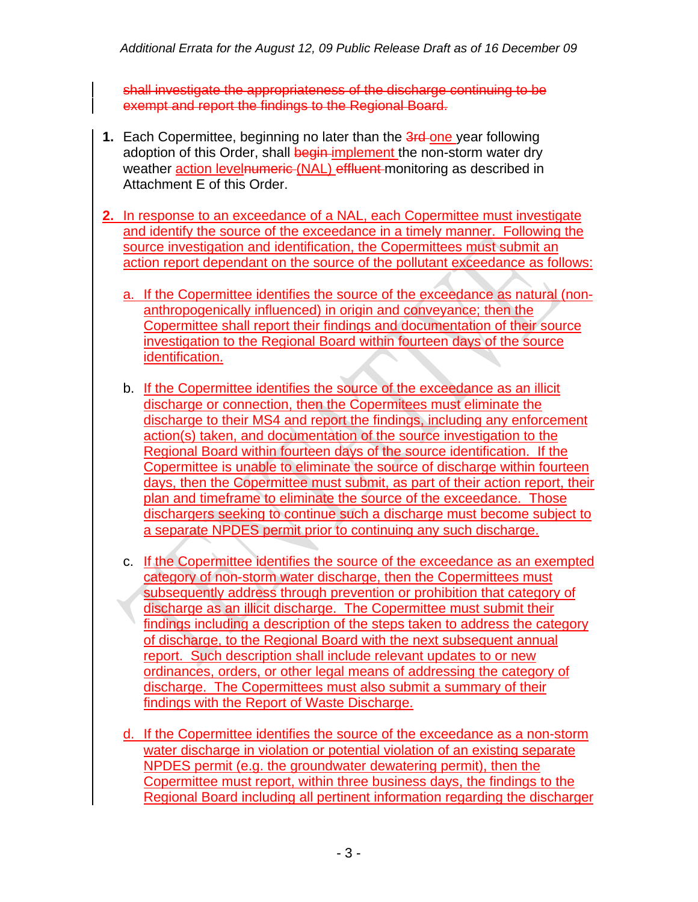~~shall investigate the appropriateness of the discharge continuing to be exempt and report the findings to the Regional Board.~~

1. Each Copermittee, beginning no later than the ~~3rd~~ one year following adoption of this Order, shall ~~begin~~ implement the non-storm water dry weather action level~~numeric~~ (NAL) ~~effluent~~ monitoring as described in Attachment E of this Order.

2. In response to an exceedance of a NAL, each Copermittee must investigate and identify the source of the exceedance in a timely manner. Following the source investigation and identification, the Copermittees must submit an action report dependant on the source of the pollutant exceedance as follows:

   a. If the Copermittee identifies the source of the exceedance as natural (non-anthropogenically influenced) in origin and conveyance; then the Copermittee shall report their findings and documentation of their source investigation to the Regional Board within fourteen days of the source identification.

   b. If the Copermittee identifies the source of the exceedance as an illicit discharge or connection, then the Copermitees must eliminate the discharge to their MS4 and report the findings, including any enforcement action(s) taken, and documentation of the source investigation to the Regional Board within fourteen days of the source identification. If the Copermittee is unable to eliminate the source of discharge within fourteen days, then the Copermittee must submit, as part of their action report, their plan and timeframe to eliminate the source of the exceedance. Those dischargers seeking to continue such a discharge must become subject to a separate NPDES permit prior to continuing any such discharge.

   c. If the Copermittee identifies the source of the exceedance as an exempted category of non-storm water discharge, then the Copermittees must subsequently address through prevention or prohibition that category of discharge as an illicit discharge. The Copermittee must submit their findings including a description of the steps taken to address the category of discharge, to the Regional Board with the next subsequent annual report. Such description shall include relevant updates to or new ordinances, orders, or other legal means of addressing the category of discharge. The Copermittees must also submit a summary of their findings with the Report of Waste Discharge.

   d. If the Copermittee identifies the source of the exceedance as a non-storm water discharge in violation or potential violation of an existing separate NPDES permit (e.g. the groundwater dewatering permit), then the Copermittee must report, within three business days, the findings to the Regional Board including all pertinent information regarding the discharger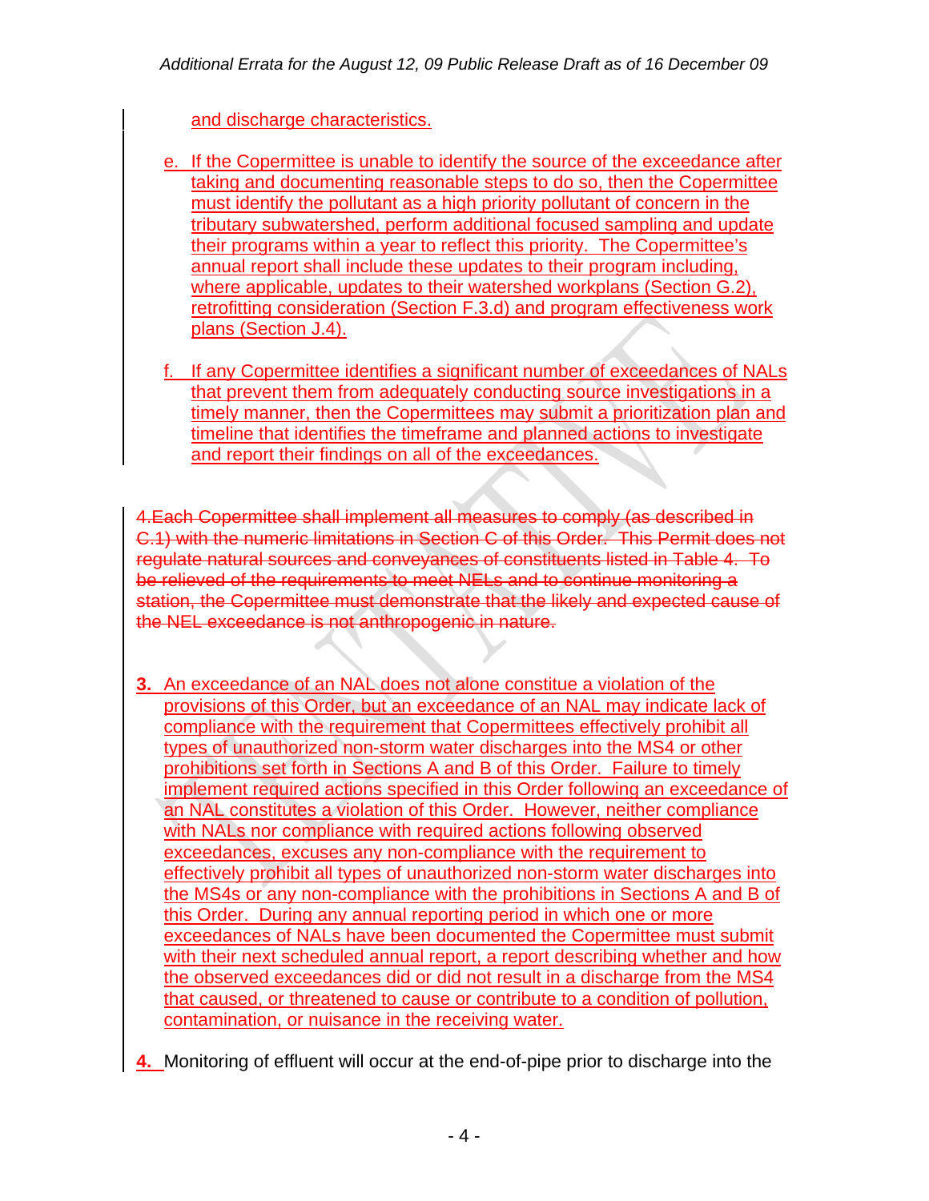and discharge characteristics.

e. If the Copermittee is unable to identify the source of the exceedance after taking and documenting reasonable steps to do so, then the Copermittee must identify the pollutant as a high priority pollutant of concern in the tributary subwatershed, perform additional focused sampling and update their programs within a year to reflect this priority. The Copermittee's annual report shall include these updates to their program including, where applicable, updates to their watershed workplans (Section G.2), retrofitting consideration (Section F.3.d) and program effectiveness work plans (Section J.4).

f. If any Copermittee identifies a significant number of exceedances of NALs that prevent them from adequately conducting source investigations in a timely manner, then the Copermittees may submit a prioritization plan and timeline that identifies the timeframe and planned actions to investigate and report their findings on all of the exceedances.

~~4.Each Copermittee shall implement all measures to comply (as described in C.1) with the numeric limitations in Section C of this Order. This Permit does not regulate natural sources and conveyances of constituents listed in Table 4. To be relieved of the requirements to meet NELs and to continue monitoring a station, the Copermittee must demonstrate that the likely and expected cause of the NEL exceedance is not anthropogenic in nature.~~

**3.** An exceedance of an NAL does not alone constitue a violation of the provisions of this Order, but an exceedance of an NAL may indicate lack of compliance with the requirement that Copermittees effectively prohibit all types of unauthorized non-storm water discharges into the MS4 or other prohibitions set forth in Sections A and B of this Order. Failure to timely implement required actions specified in this Order following an exceedance of an NAL constitutes a violation of this Order. However, neither compliance with NALs nor compliance with required actions following observed exceedances, excuses any non-compliance with the requirement to effectively prohibit all types of unauthorized non-storm water discharges into the MS4s or any non-compliance with the prohibitions in Sections A and B of this Order. During any annual reporting period in which one or more exceedances of NALs have been documented the Copermittee must submit with their next scheduled annual report, a report describing whether and how the observed exceedances did or did not result in a discharge from the MS4 that caused, or threatened to cause or contribute to a condition of pollution, contamination, or nuisance in the receiving water.

**4.** Monitoring of effluent will occur at the end-of-pipe prior to discharge into the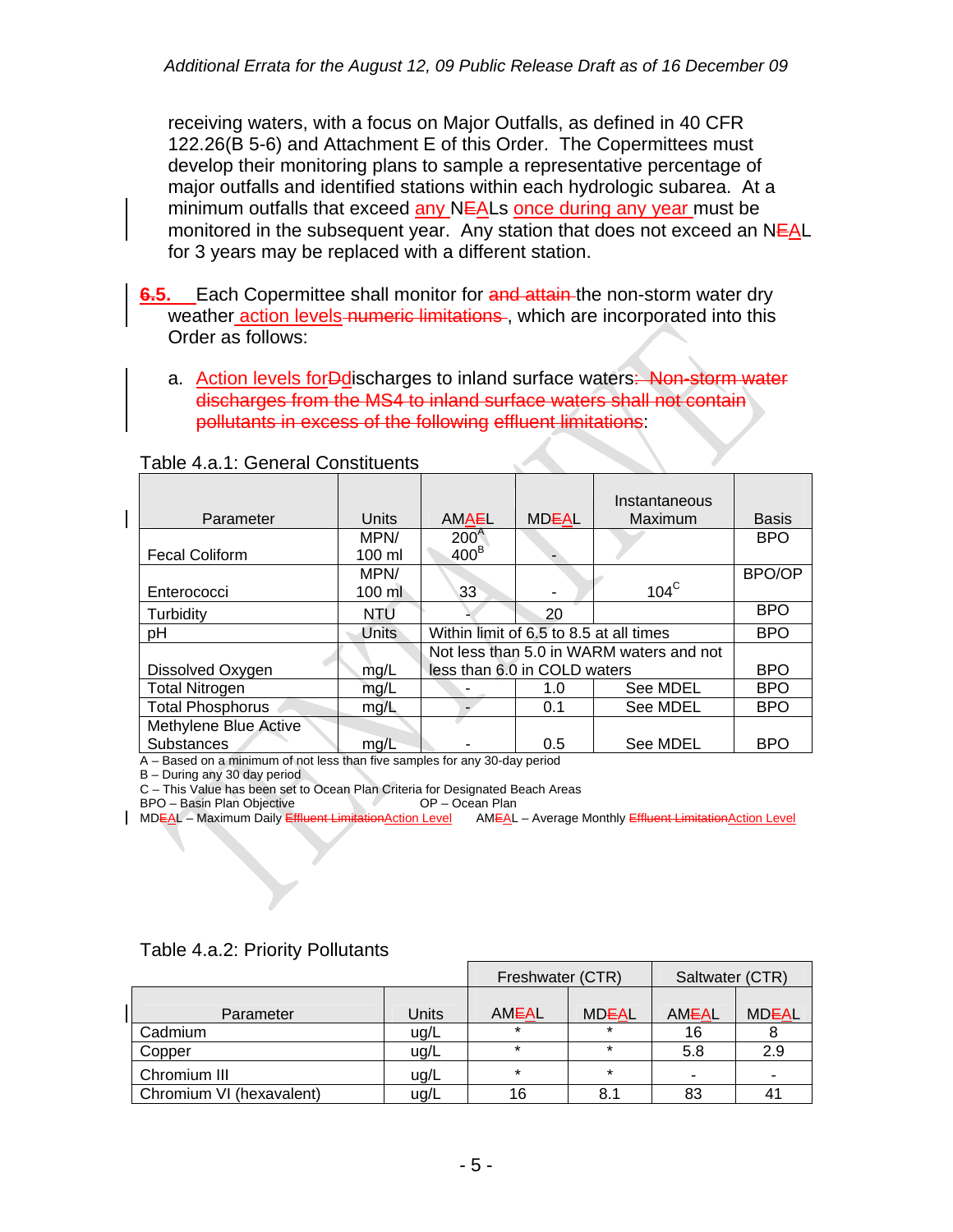receiving waters, with a focus on Major Outfalls, as defined in 40 CFR 122.26(B 5-6) and Attachment E of this Order. The Copermittees must develop their monitoring plans to sample a representative percentage of major outfalls and identified stations within each hydrologic subarea. At a minimum outfalls that exceed any NEALs once during any year must be monitored in the subsequent year. Any station that does not exceed an NEAL for 3 years may be replaced with a different station.

~~6.~~5. Each Copermittee shall monitor for ~~and attain~~ the non-storm water dry weather action levels ~~numeric limitations~~, which are incorporated into this Order as follows:

a. Action levels for ~~D~~discharges to inland surface waters: ~~Non-storm water discharges from the MS4 to inland surface waters shall not contain pollutants in excess of the following effluent limitations~~:

Table 4.a.1: General Constituents

| Parameter | Units | AMA~~E~~L | MD~~E~~AL | Instantaneous Maximum | Basis |
|---|---|---|---|---|---|
| Fecal Coliform | MPN/ 100 ml | 200[A] 400[B] | - | | BPO |
| Enterococci | MPN/ 100 ml | 33 | - | 104[C] | BPO/OP |
| Turbidity | NTU | - | 20 | | BPO |
| pH | Units | Within limit of 6.5 to 8.5 at all times | | | BPO |
| Dissolved Oxygen | mg/L | Not less than 5.0 in WARM waters and not less than 6.0 in COLD waters | | | BPO |
| Total Nitrogen | mg/L | - | 1.0 | See MDEL | BPO |
| Total Phosphorus | mg/L | - | 0.1 | See MDEL | BPO |
| Methylene Blue Active Substances | mg/L | - | 0.5 | See MDEL | BPO |

A – Based on a minimum of not less than five samples for any 30-day period
B – During any 30 day period
C – This Value has been set to Ocean Plan Criteria for Designated Beach Areas
BPO – Basin Plan Objective OP – Ocean Plan
MD~~E~~AL – Maximum Daily ~~Effluent Limitation~~Action Level AM~~E~~AL – Average Monthly ~~Effluent Limitation~~Action Level

Table 4.a.2: Priority Pollutants

| Parameter | Units | Freshwater (CTR) | | Saltwater (CTR) | |
|---|---|---|---|---|---|
| | | AM~~E~~AL | MD~~E~~AL | AM~~E~~AL | MD~~E~~AL |
| Cadmium | ug/L | * | * | 16 | 8 |
| Copper | ug/L | * | * | 5.8 | 2.9 |
| Chromium III | ug/L | * | * | - | - |
| Chromium VI (hexavalent) | ug/L | 16 | 8.1 | 83 | 41 |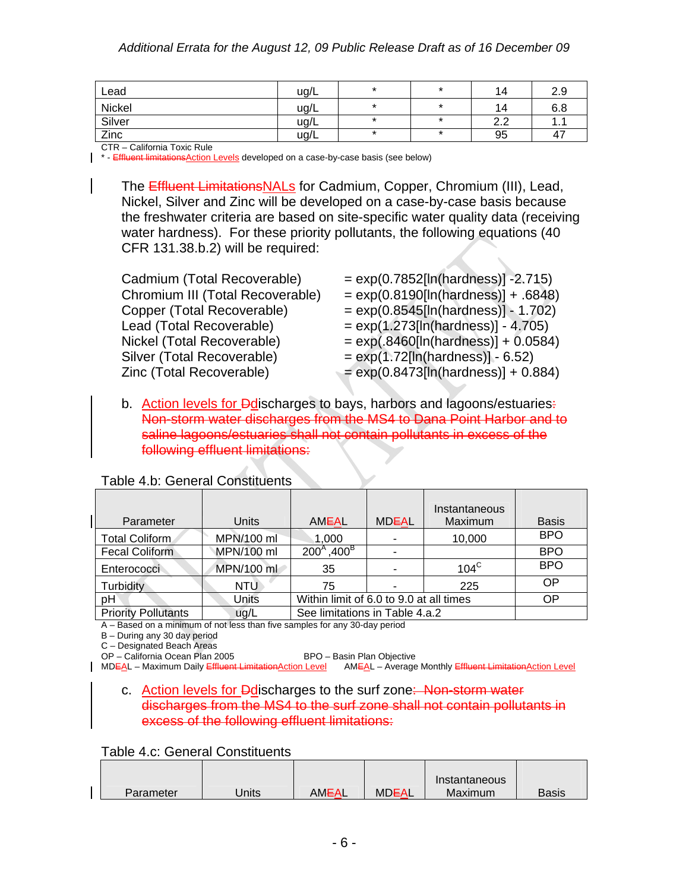| Lead | ug/L | * | * | 14 | 2.9 |
|---|---|---|---|---|---|
| Nickel | ug/L | * | * | 14 | 6.8 |
| Silver | ug/L | * | * | 2.2 | 1.1 |
| Zinc | ug/L | * | * | 95 | 47 |

CTR – California Toxic Rule
\* - ~~Effluent limitations~~Action Levels developed on a case-by-case basis (see below)

The ~~Effluent Limitations~~NALs for Cadmium, Copper, Chromium (III), Lead, Nickel, Silver and Zinc will be developed on a case-by-case basis because the freshwater criteria are based on site-specific water quality data (receiving water hardness). For these priority pollutants, the following equations (40 CFR 131.38.b.2) will be required:

| | |
|---|---|
| Cadmium (Total Recoverable) | = exp(0.7852[ln(hardness)] -2.715) |
| Chromium III (Total Recoverable) | = exp(0.8190[ln(hardness)] + .6848) |
| Copper (Total Recoverable) | = exp(0.8545[ln(hardness)] - 1.702) |
| Lead (Total Recoverable) | = exp(1.273[ln(hardness)] - 4.705) |
| Nickel (Total Recoverable) | = exp(.8460[ln(hardness)] + 0.0584) |
| Silver (Total Recoverable) | = exp(1.72[ln(hardness)] - 6.52) |
| Zinc (Total Recoverable) | = exp(0.8473[ln(hardness)] + 0.884) |

b. Action levels for ~~D~~discharges to bays, harbors and lagoons/estuaries~~:~~ ~~Non-storm water discharges from the MS4 to Dana Point Harbor and to saline lagoons/estuaries shall not contain pollutants in excess of the following effluent limitations:~~

Table 4.b: General Constituents

| Parameter | Units | AM~~E~~AL | MD~~E~~AL | Instantaneous Maximum | Basis |
|---|---|---|---|---|---|
| Total Coliform | MPN/100 ml | 1,000 | - | 10,000 | BPO |
| Fecal Coliform | MPN/100 ml | 200[A],400[B] | - | | BPO |
| Enterococci | MPN/100 ml | 35 | - | 104[C] | BPO |
| Turbidity | NTU | 75 | - | 225 | OP |
| pH | Units | Within limit of 6.0 to 9.0 at all times | | | OP |
| Priority Pollutants | ug/L | See limitations in Table 4.a.2 | | | |

A – Based on a minimum of not less than five samples for any 30-day period
B – During any 30 day period
C – Designated Beach Areas
OP – California Ocean Plan 2005 BPO – Basin Plan Objective
MD~~E~~AL – Maximum Daily ~~Effluent Limitation~~Action Level AM~~E~~AL – Average Monthly ~~Effluent Limitation~~Action Level

c. Action levels for ~~D~~discharges to the surf zone~~: Non-storm water discharges from the MS4 to the surf zone shall not contain pollutants in excess of the following effluent limitations:~~

Table 4.c: General Constituents

| Parameter | Units | AM~~E~~AL | MD~~E~~AL | Instantaneous Maximum | Basis |
|---|---|---|---|---|---|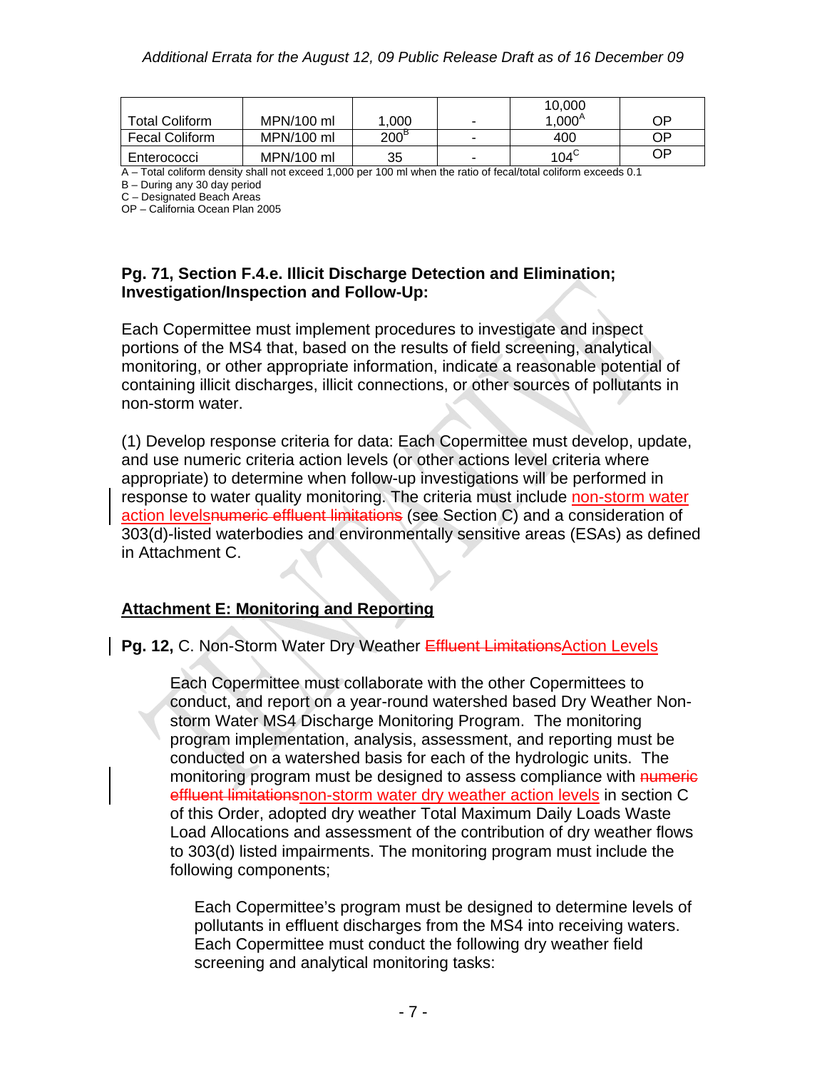| Total Coliform | MPN/100 ml | 1,000 | - | 10,000<br>1,000[A] | OP |
|---|---|---|---|---|---|
| Fecal Coliform | MPN/100 ml | 200[B] | - | 400 | OP |
| Enterococci | MPN/100 ml | 35 | - | 104[C] | OP |

A – Total coliform density shall not exceed 1,000 per 100 ml when the ratio of fecal/total coliform exceeds 0.1
B – During any 30 day period
C – Designated Beach Areas
OP – California Ocean Plan 2005

**Pg. 71, Section F.4.e. Illicit Discharge Detection and Elimination; Investigation/Inspection and Follow-Up:**

Each Copermittee must implement procedures to investigate and inspect portions of the MS4 that, based on the results of field screening, analytical monitoring, or other appropriate information, indicate a reasonable potential of containing illicit discharges, illicit connections, or other sources of pollutants in non-storm water.

(1) Develop response criteria for data: Each Copermittee must develop, update, and use numeric criteria action levels (or other actions level criteria where appropriate) to determine when follow-up investigations will be performed in response to water quality monitoring. The criteria must include non-storm water action levels~~numeric effluent limitations~~ (see Section C) and a consideration of 303(d)-listed waterbodies and environmentally sensitive areas (ESAs) as defined in Attachment C.

**Attachment E: Monitoring and Reporting**

**Pg. 12,** C. Non-Storm Water Dry Weather ~~Effluent Limitations~~Action Levels

Each Copermittee must collaborate with the other Copermittees to conduct, and report on a year-round watershed based Dry Weather Non-storm Water MS4 Discharge Monitoring Program. The monitoring program implementation, analysis, assessment, and reporting must be conducted on a watershed basis for each of the hydrologic units. The monitoring program must be designed to assess compliance with ~~numeric effluent limitations~~non-storm water dry weather action levels in section C of this Order, adopted dry weather Total Maximum Daily Loads Waste Load Allocations and assessment of the contribution of dry weather flows to 303(d) listed impairments. The monitoring program must include the following components;

Each Copermittee's program must be designed to determine levels of pollutants in effluent discharges from the MS4 into receiving waters. Each Copermittee must conduct the following dry weather field screening and analytical monitoring tasks: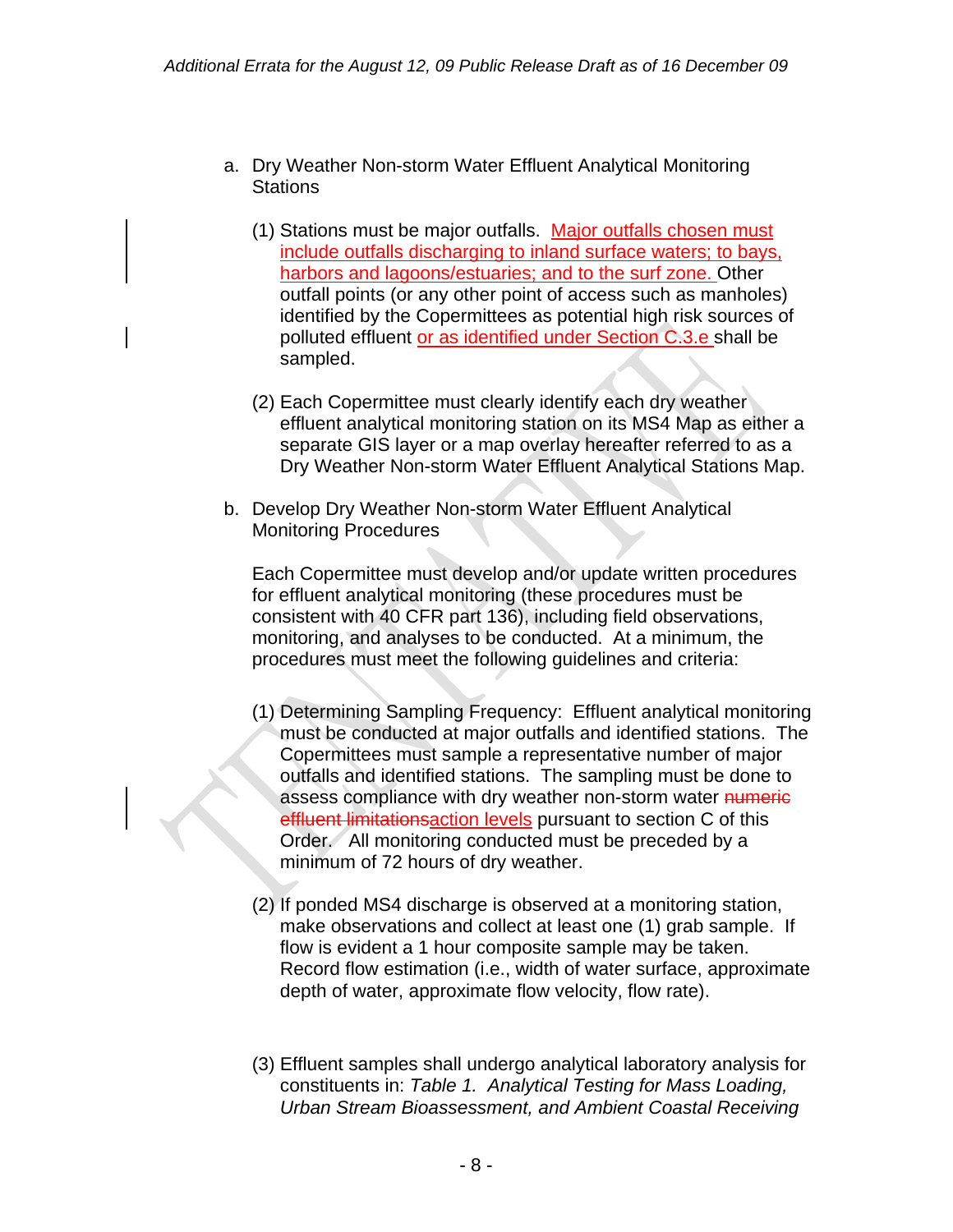a. Dry Weather Non-storm Water Effluent Analytical Monitoring Stations

   (1) Stations must be major outfalls. Major outfalls chosen must include outfalls discharging to inland surface waters; to bays, harbors and lagoons/estuaries; and to the surf zone. Other outfall points (or any other point of access such as manholes) identified by the Copermittees as potential high risk sources of polluted effluent or as identified under Section C.3.e shall be sampled.

   (2) Each Copermittee must clearly identify each dry weather effluent analytical monitoring station on its MS4 Map as either a separate GIS layer or a map overlay hereafter referred to as a Dry Weather Non-storm Water Effluent Analytical Stations Map.

b. Develop Dry Weather Non-storm Water Effluent Analytical Monitoring Procedures

   Each Copermittee must develop and/or update written procedures for effluent analytical monitoring (these procedures must be consistent with 40 CFR part 136), including field observations, monitoring, and analyses to be conducted. At a minimum, the procedures must meet the following guidelines and criteria:

   (1) Determining Sampling Frequency: Effluent analytical monitoring must be conducted at major outfalls and identified stations. The Copermittees must sample a representative number of major outfalls and identified stations. The sampling must be done to assess compliance with dry weather non-storm water ~~numeric effluent limitations~~action levels pursuant to section C of this Order. All monitoring conducted must be preceded by a minimum of 72 hours of dry weather.

   (2) If ponded MS4 discharge is observed at a monitoring station, make observations and collect at least one (1) grab sample. If flow is evident a 1 hour composite sample may be taken. Record flow estimation (i.e., width of water surface, approximate depth of water, approximate flow velocity, flow rate).

   (3) Effluent samples shall undergo analytical laboratory analysis for constituents in: *Table 1. Analytical Testing for Mass Loading, Urban Stream Bioassessment, and Ambient Coastal Receiving*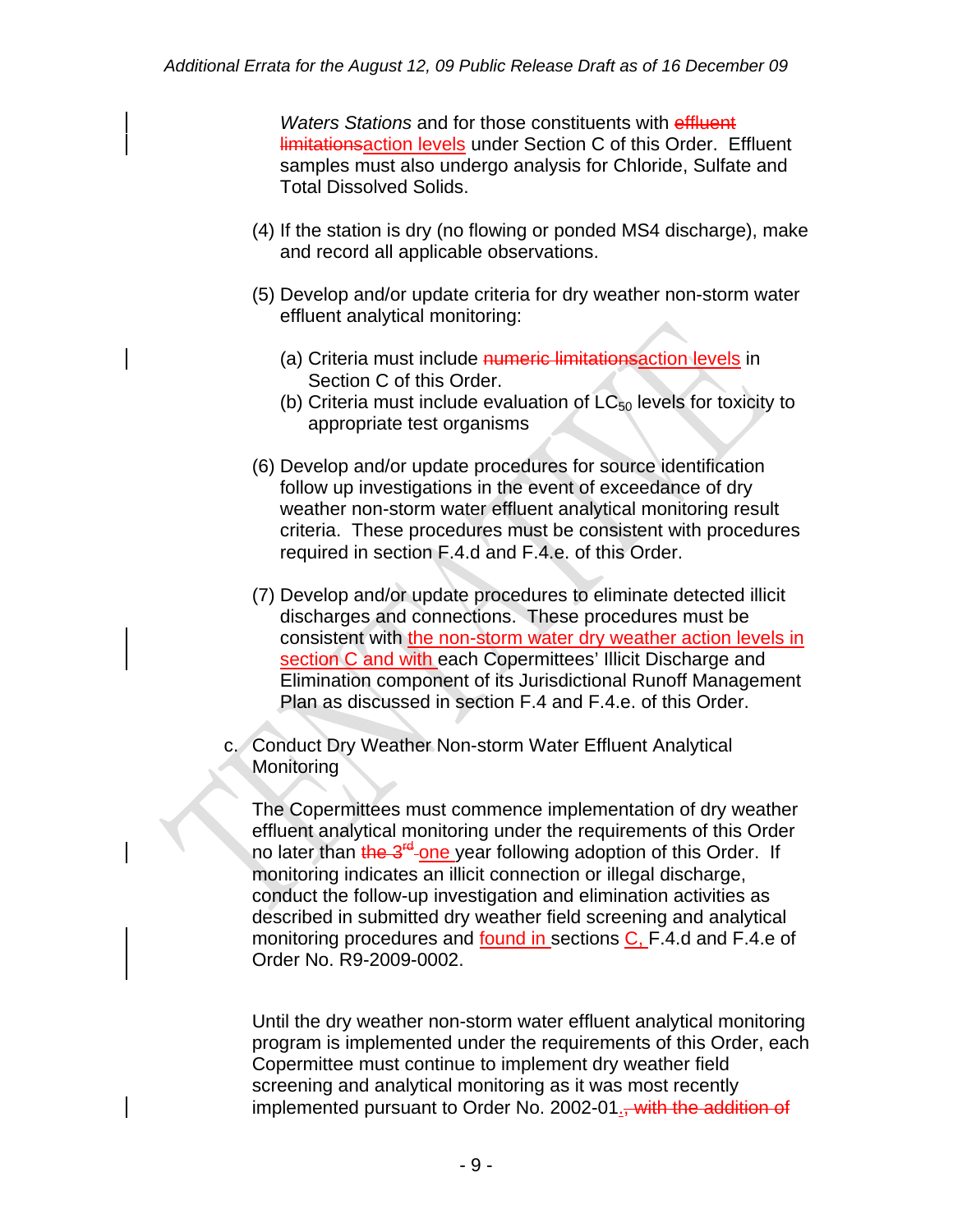*Waters Stations* and for those constituents with ~~effluent limitations~~action levels under Section C of this Order. Effluent samples must also undergo analysis for Chloride, Sulfate and Total Dissolved Solids.

(4) If the station is dry (no flowing or ponded MS4 discharge), make and record all applicable observations.

(5) Develop and/or update criteria for dry weather non-storm water effluent analytical monitoring:

(a) Criteria must include ~~numeric limitations~~action levels in Section C of this Order.

(b) Criteria must include evaluation of $LC_{50}$ levels for toxicity to appropriate test organisms

(6) Develop and/or update procedures for source identification follow up investigations in the event of exceedance of dry weather non-storm water effluent analytical monitoring result criteria. These procedures must be consistent with procedures required in section F.4.d and F.4.e. of this Order.

(7) Develop and/or update procedures to eliminate detected illicit discharges and connections. These procedures must be consistent with the non-storm water dry weather action levels in section C and with each Copermittees' Illicit Discharge and Elimination component of its Jurisdictional Runoff Management Plan as discussed in section F.4 and F.4.e. of this Order.

c. Conduct Dry Weather Non-storm Water Effluent Analytical Monitoring

The Copermittees must commence implementation of dry weather effluent analytical monitoring under the requirements of this Order no later than ~~the 3rd~~ one year following adoption of this Order. If monitoring indicates an illicit connection or illegal discharge, conduct the follow-up investigation and elimination activities as described in submitted dry weather field screening and analytical monitoring procedures and found in sections C, F.4.d and F.4.e of Order No. R9-2009-0002.

Until the dry weather non-storm water effluent analytical monitoring program is implemented under the requirements of this Order, each Copermittee must continue to implement dry weather field screening and analytical monitoring as it was most recently implemented pursuant to Order No. 2002-01.~~, with the addition of~~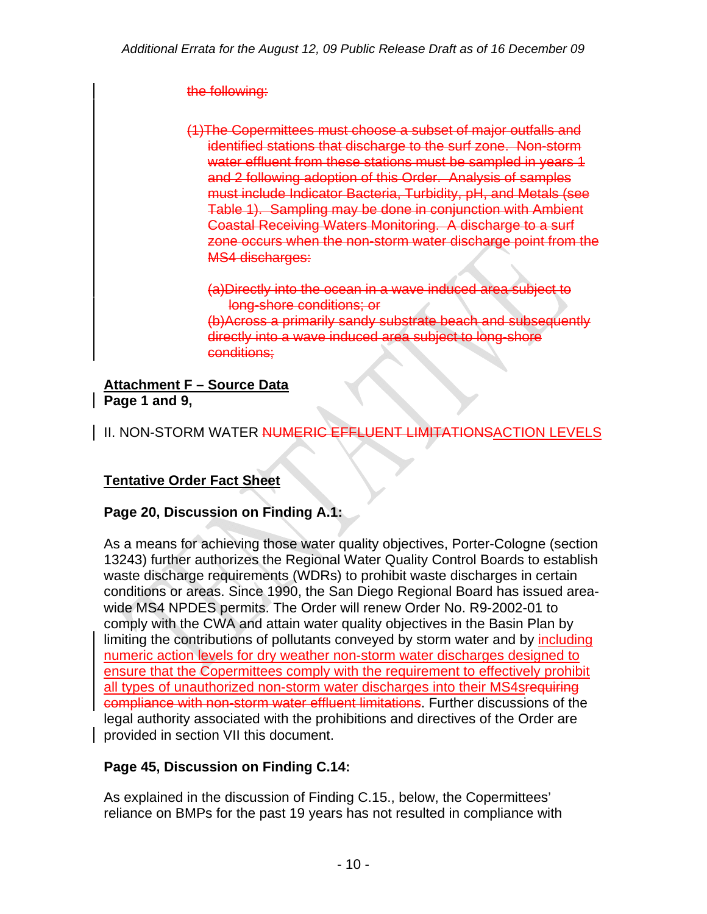~~the following:~~

~~(1)The Copermittees must choose a subset of major outfalls and identified stations that discharge to the surf zone. Non-storm water effluent from these stations must be sampled in years 1 and 2 following adoption of this Order. Analysis of samples must include Indicator Bacteria, Turbidity, pH, and Metals (see Table 1). Sampling may be done in conjunction with Ambient Coastal Receiving Waters Monitoring. A discharge to a surf zone occurs when the non-storm water discharge point from the MS4 discharges:~~

~~(a)Directly into the ocean in a wave induced area subject to long-shore conditions; or~~
~~(b)Across a primarily sandy substrate beach and subsequently directly into a wave induced area subject to long-shore conditions;~~

**Attachment F – Source Data**
**Page 1 and 9,**

II. NON-STORM WATER ~~NUMERIC EFFLUENT LIMITATIONS~~ACTION LEVELS

**Tentative Order Fact Sheet**

**Page 20, Discussion on Finding A.1:**

As a means for achieving those water quality objectives, Porter-Cologne (section 13243) further authorizes the Regional Water Quality Control Boards to establish waste discharge requirements (WDRs) to prohibit waste discharges in certain conditions or areas. Since 1990, the San Diego Regional Board has issued area-wide MS4 NPDES permits. The Order will renew Order No. R9-2002-01 to comply with the CWA and attain water quality objectives in the Basin Plan by limiting the contributions of pollutants conveyed by storm water and by including numeric action levels for dry weather non-storm water discharges designed to ensure that the Copermittees comply with the requirement to effectively prohibit all types of unauthorized non-storm water discharges into their MS4s~~requiring compliance with non-storm water effluent limitations~~. Further discussions of the legal authority associated with the prohibitions and directives of the Order are provided in section VII this document.

**Page 45, Discussion on Finding C.14:**

As explained in the discussion of Finding C.15., below, the Copermittees' reliance on BMPs for the past 19 years has not resulted in compliance with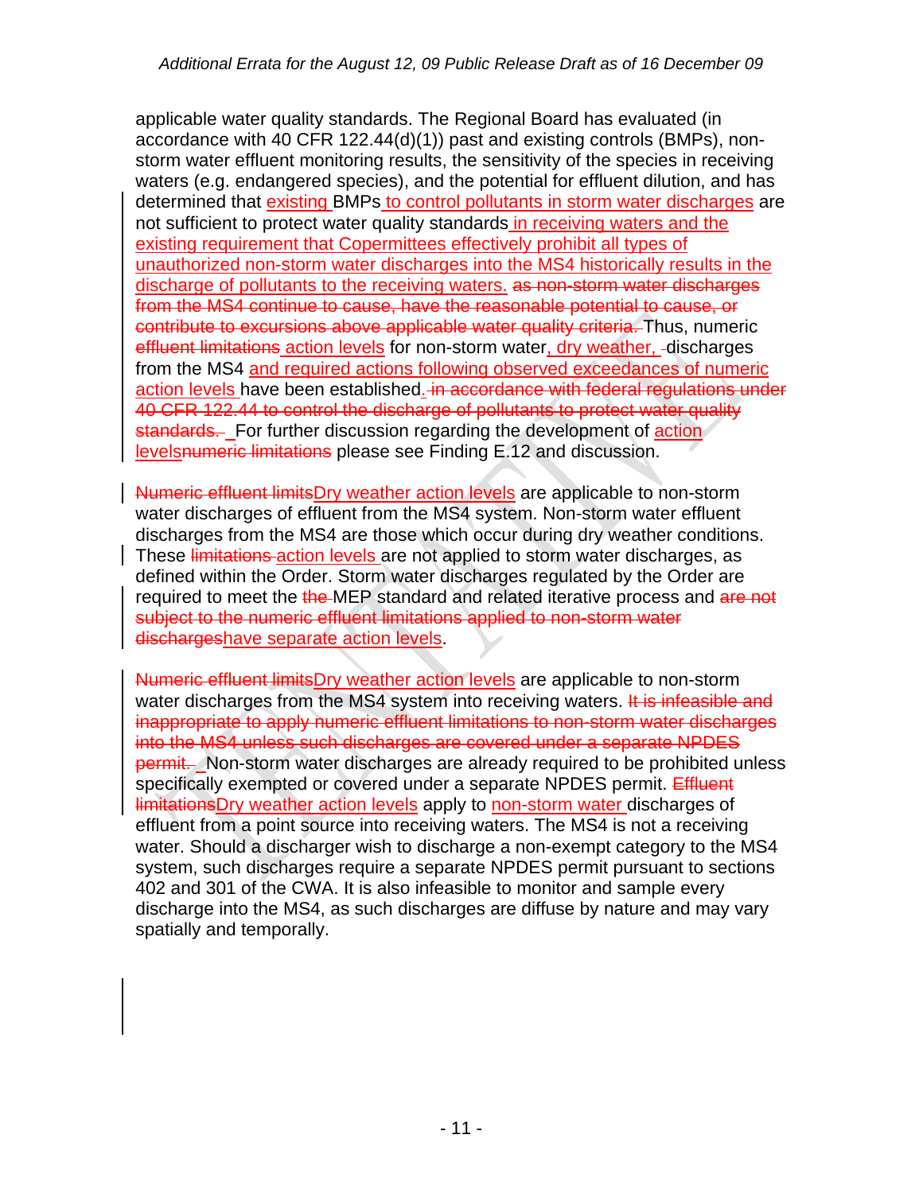applicable water quality standards. The Regional Board has evaluated (in accordance with 40 CFR 122.44(d)(1)) past and existing controls (BMPs), non-storm water effluent monitoring results, the sensitivity of the species in receiving waters (e.g. endangered species), and the potential for effluent dilution, and has determined that existing BMPs to control pollutants in storm water discharges are not sufficient to protect water quality standards in receiving waters and the existing requirement that Copermittees effectively prohibit all types of unauthorized non-storm water discharges into the MS4 historically results in the discharge of pollutants to the receiving waters. ~~as non-storm water discharges from the MS4 continue to cause, have the reasonable potential to cause, or contribute to excursions above applicable water quality criteria.~~ Thus, numeric ~~effluent limitations~~ action levels for non-storm water, dry weather, discharges from the MS4 and required actions following observed exceedances of numeric action levels have been established. ~~in accordance with federal regulations under 40 CFR 122.44 to control the discharge of pollutants to protect water quality standards.~~ For further discussion regarding the development of action levels~~numeric limitations~~ please see Finding E.12 and discussion.

~~Numeric effluent limits~~Dry weather action levels are applicable to non-storm water discharges of effluent from the MS4 system. Non-storm water effluent discharges from the MS4 are those which occur during dry weather conditions. These ~~limitations~~ action levels are not applied to storm water discharges, as defined within the Order. Storm water discharges regulated by the Order are required to meet the ~~the~~ MEP standard and related iterative process and ~~are not subject to the numeric effluent limitations applied to non-storm water discharges~~have separate action levels.

~~Numeric effluent limits~~Dry weather action levels are applicable to non-storm water discharges from the MS4 system into receiving waters. ~~It is infeasible and inappropriate to apply numeric effluent limitations to non-storm water discharges into the MS4 unless such discharges are covered under a separate NPDES permit.~~ Non-storm water discharges are already required to be prohibited unless specifically exempted or covered under a separate NPDES permit. ~~Effluent limitations~~Dry weather action levels apply to non-storm water discharges of effluent from a point source into receiving waters. The MS4 is not a receiving water. Should a discharger wish to discharge a non-exempt category to the MS4 system, such discharges require a separate NPDES permit pursuant to sections 402 and 301 of the CWA. It is also infeasible to monitor and sample every discharge into the MS4, as such discharges are diffuse by nature and may vary spatially and temporally.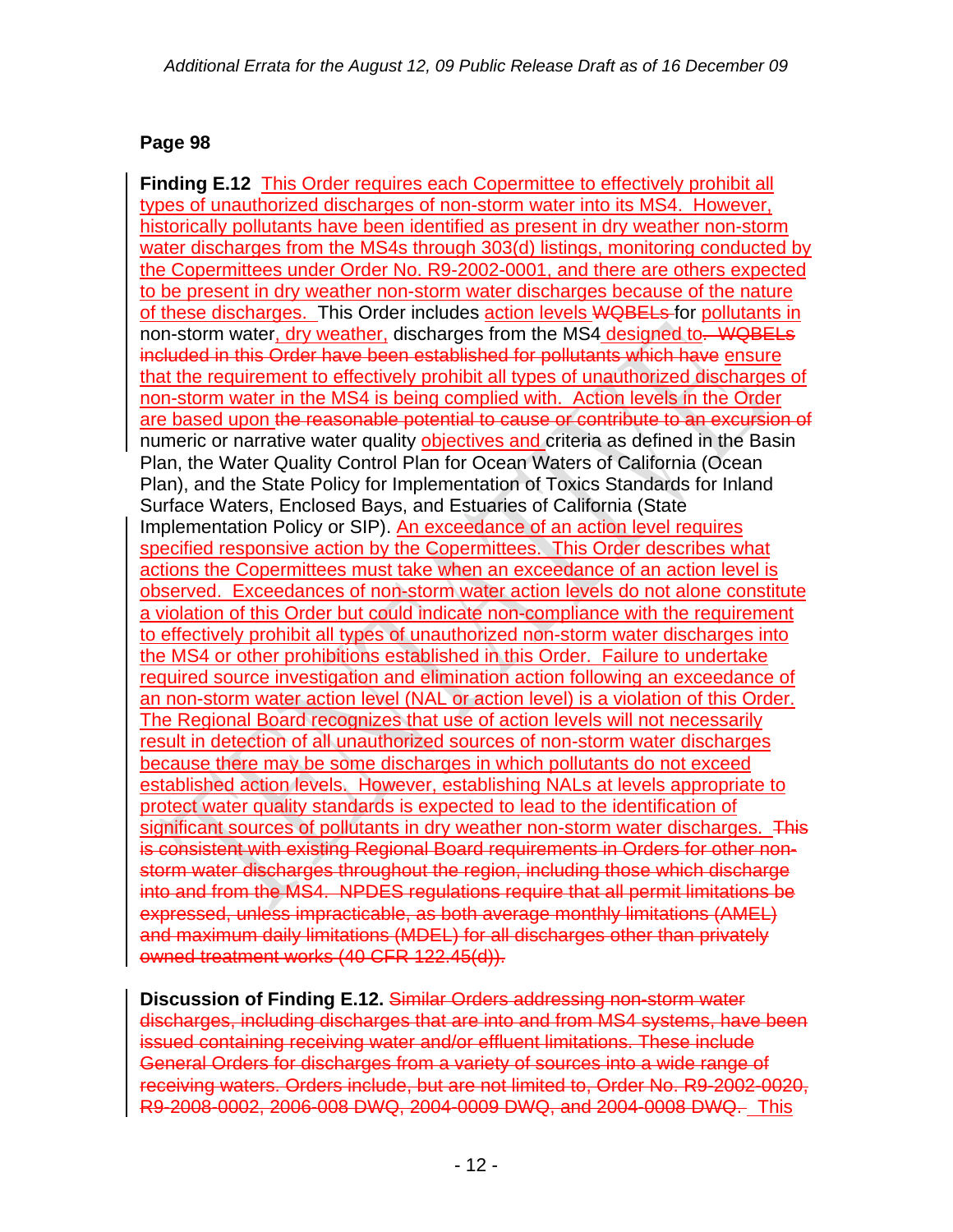**Page 98**

**Finding E.12** This Order requires each Copermittee to effectively prohibit all types of unauthorized discharges of non-storm water into its MS4. However, historically pollutants have been identified as present in dry weather non-storm water discharges from the MS4s through 303(d) listings, monitoring conducted by the Copermittees under Order No. R9-2002-0001, and there are others expected to be present in dry weather non-storm water discharges because of the nature of these discharges. This Order includes action levels ~~WQBELs~~ for pollutants in non-storm water, dry weather, discharges from the MS4 designed to~~. WQBELs included in this Order have been established for pollutants which have~~ ensure that the requirement to effectively prohibit all types of unauthorized discharges of non-storm water in the MS4 is being complied with. Action levels in the Order are based upon ~~the reasonable potential to cause or contribute to an excursion of~~ numeric or narrative water quality objectives and criteria as defined in the Basin Plan, the Water Quality Control Plan for Ocean Waters of California (Ocean Plan), and the State Policy for Implementation of Toxics Standards for Inland Surface Waters, Enclosed Bays, and Estuaries of California (State Implementation Policy or SIP). An exceedance of an action level requires specified responsive action by the Copermittees. This Order describes what actions the Copermittees must take when an exceedance of an action level is observed. Exceedances of non-storm water action levels do not alone constitute a violation of this Order but could indicate non-compliance with the requirement to effectively prohibit all types of unauthorized non-storm water discharges into the MS4 or other prohibitions established in this Order. Failure to undertake required source investigation and elimination action following an exceedance of an non-storm water action level (NAL or action level) is a violation of this Order. The Regional Board recognizes that use of action levels will not necessarily result in detection of all unauthorized sources of non-storm water discharges because there may be some discharges in which pollutants do not exceed established action levels. However, establishing NALs at levels appropriate to protect water quality standards is expected to lead to the identification of significant sources of pollutants in dry weather non-storm water discharges. ~~This is consistent with existing Regional Board requirements in Orders for other non-storm water discharges throughout the region, including those which discharge into and from the MS4. NPDES regulations require that all permit limitations be expressed, unless impracticable, as both average monthly limitations (AMEL) and maximum daily limitations (MDEL) for all discharges other than privately owned treatment works (40 CFR 122.45(d)).~~

**Discussion of Finding E.12.** ~~Similar Orders addressing non-storm water discharges, including discharges that are into and from MS4 systems, have been issued containing receiving water and/or effluent limitations. These include General Orders for discharges from a variety of sources into a wide range of receiving waters. Orders include, but are not limited to, Order No. R9-2002-0020, R9-2008-0002, 2006-008 DWQ, 2004-0009 DWQ, and 2004-0008 DWQ.~~ This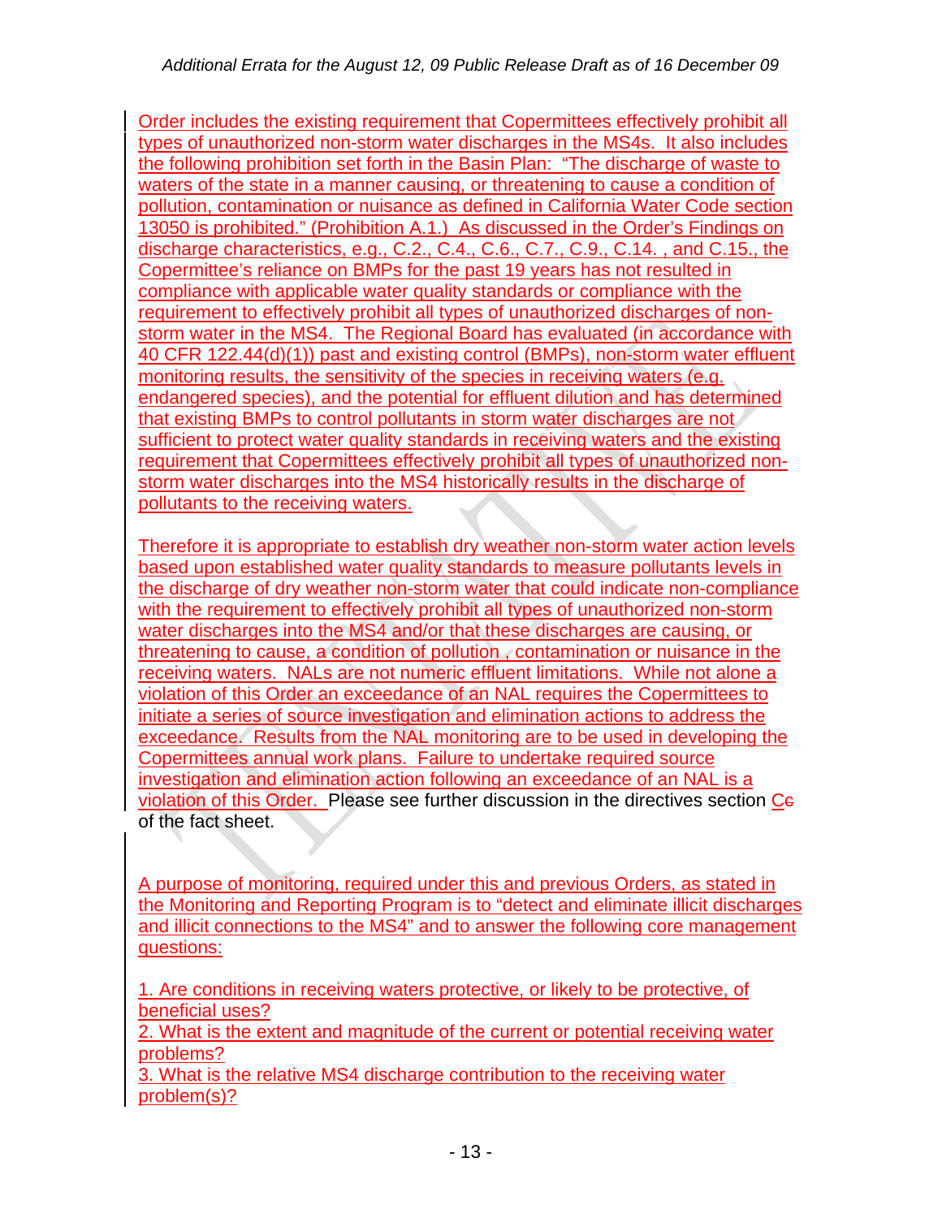Order includes the existing requirement that Copermittees effectively prohibit all types of unauthorized non-storm water discharges in the MS4s. It also includes the following prohibition set forth in the Basin Plan: "The discharge of waste to waters of the state in a manner causing, or threatening to cause a condition of pollution, contamination or nuisance as defined in California Water Code section 13050 is prohibited." (Prohibition A.1.) As discussed in the Order's Findings on discharge characteristics, e.g., C.2., C.4., C.6., C.7., C.9., C.14. , and C.15., the Copermittee's reliance on BMPs for the past 19 years has not resulted in compliance with applicable water quality standards or compliance with the requirement to effectively prohibit all types of unauthorized discharges of non-storm water in the MS4. The Regional Board has evaluated (in accordance with 40 CFR 122.44(d)(1)) past and existing control (BMPs), non-storm water effluent monitoring results, the sensitivity of the species in receiving waters (e.g. endangered species), and the potential for effluent dilution and has determined that existing BMPs to control pollutants in storm water discharges are not sufficient to protect water quality standards in receiving waters and the existing requirement that Copermittees effectively prohibit all types of unauthorized non-storm water discharges into the MS4 historically results in the discharge of pollutants to the receiving waters.

Therefore it is appropriate to establish dry weather non-storm water action levels based upon established water quality standards to measure pollutants levels in the discharge of dry weather non-storm water that could indicate non-compliance with the requirement to effectively prohibit all types of unauthorized non-storm water discharges into the MS4 and/or that these discharges are causing, or threatening to cause, a condition of pollution , contamination or nuisance in the receiving waters. NALs are not numeric effluent limitations. While not alone a violation of this Order an exceedance of an NAL requires the Copermittees to initiate a series of source investigation and elimination actions to address the exceedance. Results from the NAL monitoring are to be used in developing the Copermittees annual work plans. Failure to undertake required source investigation and elimination action following an exceedance of an NAL is a violation of this Order. Please see further discussion in the directives section C~~c~~ of the fact sheet.

A purpose of monitoring, required under this and previous Orders, as stated in the Monitoring and Reporting Program is to "detect and eliminate illicit discharges and illicit connections to the MS4" and to answer the following core management questions:

1. Are conditions in receiving waters protective, or likely to be protective, of beneficial uses?
2. What is the extent and magnitude of the current or potential receiving water problems?
3. What is the relative MS4 discharge contribution to the receiving water problem(s)?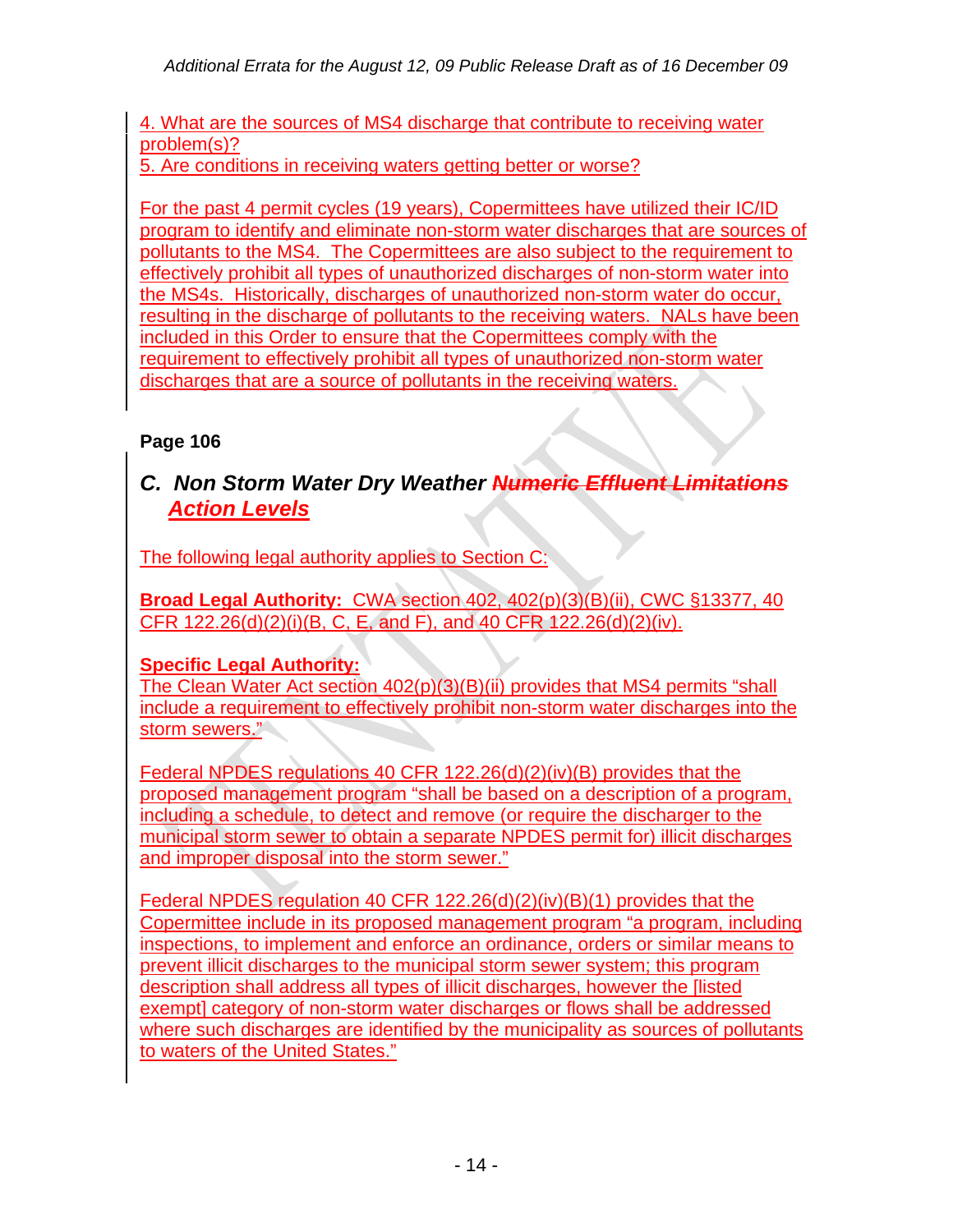4. What are the sources of MS4 discharge that contribute to receiving water problem(s)?
5. Are conditions in receiving waters getting better or worse?

For the past 4 permit cycles (19 years), Copermittees have utilized their IC/ID program to identify and eliminate non-storm water discharges that are sources of pollutants to the MS4. The Copermittees are also subject to the requirement to effectively prohibit all types of unauthorized discharges of non-storm water into the MS4s. Historically, discharges of unauthorized non-storm water do occur, resulting in the discharge of pollutants to the receiving waters. NALs have been included in this Order to ensure that the Copermittees comply with the requirement to effectively prohibit all types of unauthorized non-storm water discharges that are a source of pollutants in the receiving waters.

**Page 106**

## *C. Non Storm Water Dry Weather ~~Numeric Effluent Limitations~~ Action Levels*

The following legal authority applies to Section C:

**Broad Legal Authority:** CWA section 402, 402(p)(3)(B)(ii), CWC §13377, 40 CFR 122.26(d)(2)(i)(B, C, E, and F), and 40 CFR 122.26(d)(2)(iv).

**Specific Legal Authority:**
The Clean Water Act section 402(p)(3)(B)(ii) provides that MS4 permits "shall include a requirement to effectively prohibit non-storm water discharges into the storm sewers."

Federal NPDES regulations 40 CFR 122.26(d)(2)(iv)(B) provides that the proposed management program "shall be based on a description of a program, including a schedule, to detect and remove (or require the discharger to the municipal storm sewer to obtain a separate NPDES permit for) illicit discharges and improper disposal into the storm sewer."

Federal NPDES regulation 40 CFR 122.26(d)(2)(iv)(B)(1) provides that the Copermittee include in its proposed management program "a program, including inspections, to implement and enforce an ordinance, orders or similar means to prevent illicit discharges to the municipal storm sewer system; this program description shall address all types of illicit discharges, however the [listed exempt] category of non-storm water discharges or flows shall be addressed where such discharges are identified by the municipality as sources of pollutants to waters of the United States."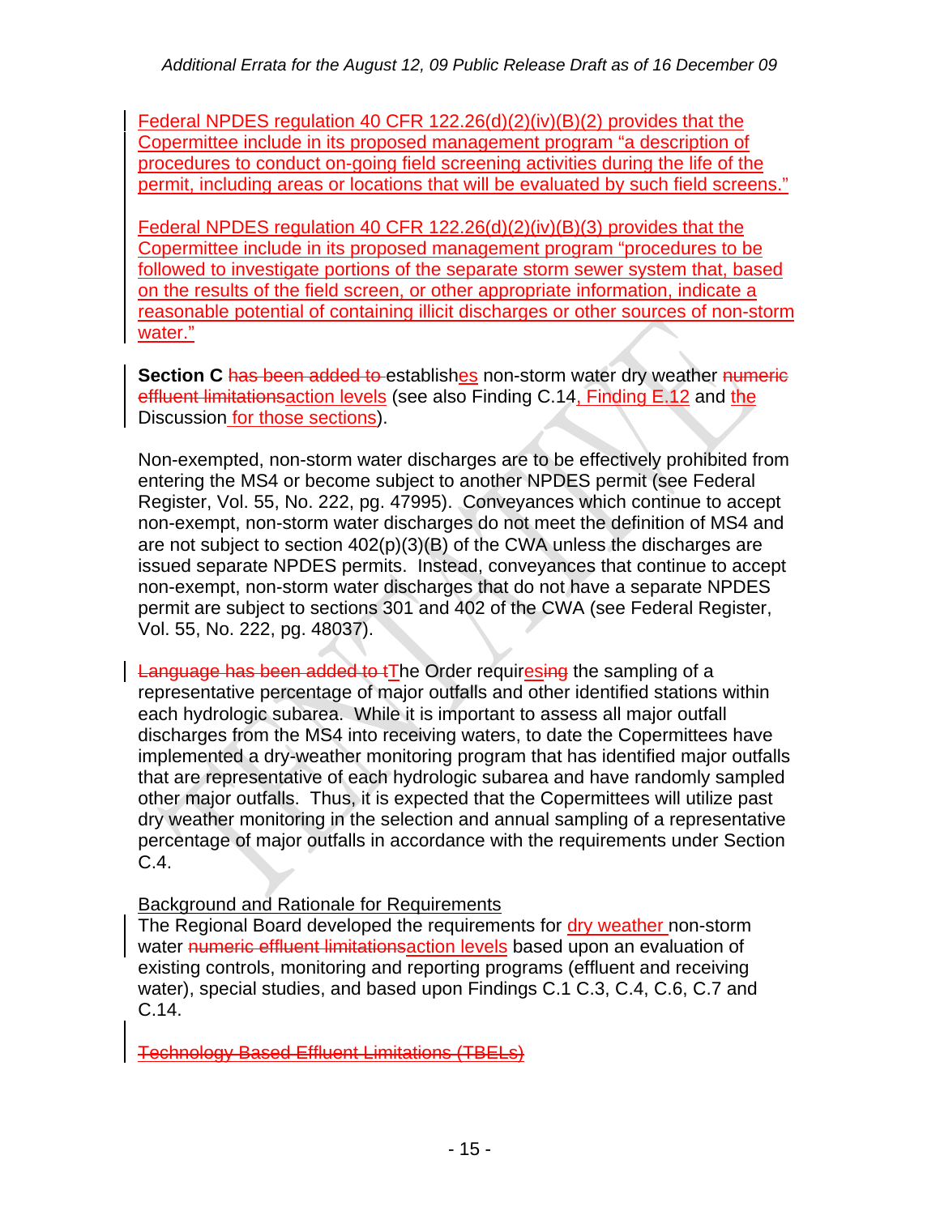Federal NPDES regulation 40 CFR 122.26(d)(2)(iv)(B)(2) provides that the Copermittee include in its proposed management program "a description of procedures to conduct on-going field screening activities during the life of the permit, including areas or locations that will be evaluated by such field screens."

Federal NPDES regulation 40 CFR 122.26(d)(2)(iv)(B)(3) provides that the Copermittee include in its proposed management program "procedures to be followed to investigate portions of the separate storm sewer system that, based on the results of the field screen, or other appropriate information, indicate a reasonable potential of containing illicit discharges or other sources of non-storm water."

**Section C** ~~has been added to~~ establishes non-storm water dry weather ~~numeric effluent limitations~~action levels (see also Finding C.14, Finding E.12 and the Discussion for those sections).

Non-exempted, non-storm water discharges are to be effectively prohibited from entering the MS4 or become subject to another NPDES permit (see Federal Register, Vol. 55, No. 222, pg. 47995). Conveyances which continue to accept non-exempt, non-storm water discharges do not meet the definition of MS4 and are not subject to section 402(p)(3)(B) of the CWA unless the discharges are issued separate NPDES permits. Instead, conveyances that continue to accept non-exempt, non-storm water discharges that do not have a separate NPDES permit are subject to sections 301 and 402 of the CWA (see Federal Register, Vol. 55, No. 222, pg. 48037).

~~Language has been added to t~~The Order requir~~es~~ing the sampling of a representative percentage of major outfalls and other identified stations within each hydrologic subarea. While it is important to assess all major outfall discharges from the MS4 into receiving waters, to date the Copermittees have implemented a dry-weather monitoring program that has identified major outfalls that are representative of each hydrologic subarea and have randomly sampled other major outfalls. Thus, it is expected that the Copermittees will utilize past dry weather monitoring in the selection and annual sampling of a representative percentage of major outfalls in accordance with the requirements under Section C.4.

Background and Rationale for Requirements

The Regional Board developed the requirements for dry weather non-storm water ~~numeric effluent limitations~~action levels based upon an evaluation of existing controls, monitoring and reporting programs (effluent and receiving water), special studies, and based upon Findings C.1 C.3, C.4, C.6, C.7 and C.14.

~~Technology Based Effluent Limitations (TBELs)~~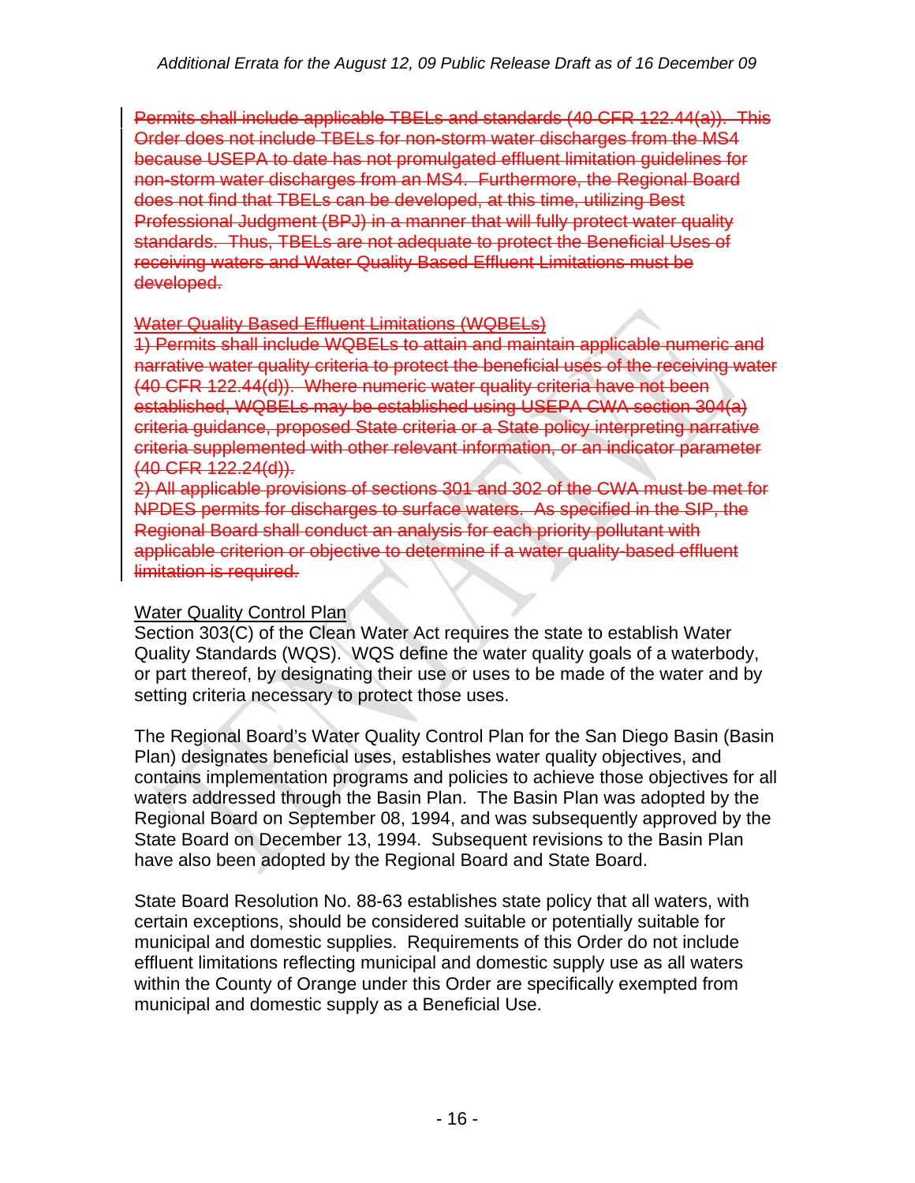~~Permits shall include applicable TBELs and standards (40 CFR 122.44(a)). This Order does not include TBELs for non-storm water discharges from the MS4 because USEPA to date has not promulgated effluent limitation guidelines for non-storm water discharges from an MS4. Furthermore, the Regional Board does not find that TBELs can be developed, at this time, utilizing Best Professional Judgment (BPJ) in a manner that will fully protect water quality standards. Thus, TBELs are not adequate to protect the Beneficial Uses of receiving waters and Water Quality Based Effluent Limitations must be developed.~~

~~Water Quality Based Effluent Limitations (WQBELs)~~
~~1) Permits shall include WQBELs to attain and maintain applicable numeric and narrative water quality criteria to protect the beneficial uses of the receiving water (40 CFR 122.44(d)). Where numeric water quality criteria have not been established, WQBELs may be established using USEPA CWA section 304(a) criteria guidance, proposed State criteria or a State policy interpreting narrative criteria supplemented with other relevant information, or an indicator parameter (40 CFR 122.24(d)).~~
~~2) All applicable provisions of sections 301 and 302 of the CWA must be met for NPDES permits for discharges to surface waters. As specified in the SIP, the Regional Board shall conduct an analysis for each priority pollutant with applicable criterion or objective to determine if a water quality-based effluent limitation is required.~~

Water Quality Control Plan
Section 303(C) of the Clean Water Act requires the state to establish Water Quality Standards (WQS). WQS define the water quality goals of a waterbody, or part thereof, by designating their use or uses to be made of the water and by setting criteria necessary to protect those uses.

The Regional Board's Water Quality Control Plan for the San Diego Basin (Basin Plan) designates beneficial uses, establishes water quality objectives, and contains implementation programs and policies to achieve those objectives for all waters addressed through the Basin Plan. The Basin Plan was adopted by the Regional Board on September 08, 1994, and was subsequently approved by the State Board on December 13, 1994. Subsequent revisions to the Basin Plan have also been adopted by the Regional Board and State Board.

State Board Resolution No. 88-63 establishes state policy that all waters, with certain exceptions, should be considered suitable or potentially suitable for municipal and domestic supplies. Requirements of this Order do not include effluent limitations reflecting municipal and domestic supply use as all waters within the County of Orange under this Order are specifically exempted from municipal and domestic supply as a Beneficial Use.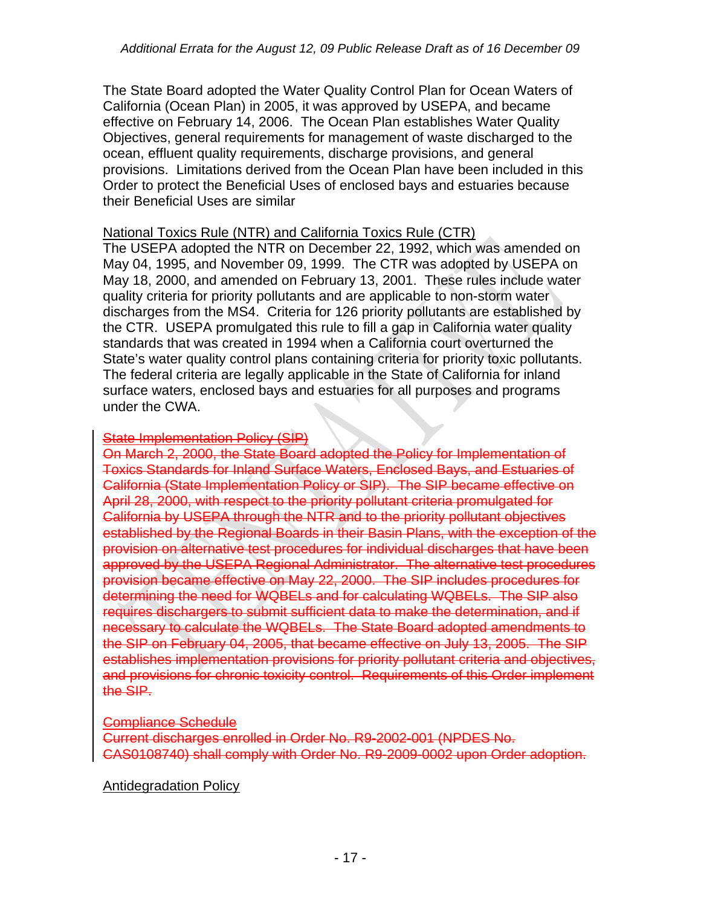The State Board adopted the Water Quality Control Plan for Ocean Waters of California (Ocean Plan) in 2005, it was approved by USEPA, and became effective on February 14, 2006. The Ocean Plan establishes Water Quality Objectives, general requirements for management of waste discharged to the ocean, effluent quality requirements, discharge provisions, and general provisions. Limitations derived from the Ocean Plan have been included in this Order to protect the Beneficial Uses of enclosed bays and estuaries because their Beneficial Uses are similar

<u>National Toxics Rule (NTR) and California Toxics Rule (CTR)</u>
The USEPA adopted the NTR on December 22, 1992, which was amended on May 04, 1995, and November 09, 1999. The CTR was adopted by USEPA on May 18, 2000, and amended on February 13, 2001. These rules include water quality criteria for priority pollutants and are applicable to non-storm water discharges from the MS4. Criteria for 126 priority pollutants are established by the CTR. USEPA promulgated this rule to fill a gap in California water quality standards that was created in 1994 when a California court overturned the State's water quality control plans containing criteria for priority toxic pollutants. The federal criteria are legally applicable in the State of California for inland surface waters, enclosed bays and estuaries for all purposes and programs under the CWA.

~~State Implementation Policy (SIP)~~
~~On March 2, 2000, the State Board adopted the Policy for Implementation of Toxics Standards for Inland Surface Waters, Enclosed Bays, and Estuaries of California (State Implementation Policy or SIP). The SIP became effective on April 28, 2000, with respect to the priority pollutant criteria promulgated for California by USEPA through the NTR and to the priority pollutant objectives established by the Regional Boards in their Basin Plans, with the exception of the provision on alternative test procedures for individual discharges that have been approved by the USEPA Regional Administrator. The alternative test procedures provision became effective on May 22, 2000. The SIP includes procedures for determining the need for WQBELs and for calculating WQBELs. The SIP also requires dischargers to submit sufficient data to make the determination, and if necessary to calculate the WQBELs. The State Board adopted amendments to the SIP on February 04, 2005, that became effective on July 13, 2005. The SIP establishes implementation provisions for priority pollutant criteria and objectives, and provisions for chronic toxicity control. Requirements of this Order implement the SIP.~~

~~Compliance Schedule~~
~~Current discharges enrolled in Order No. R9-2002-001 (NPDES No. CAS0108740) shall comply with Order No. R9-2009-0002 upon Order adoption.~~

<u>Antidegradation Policy</u>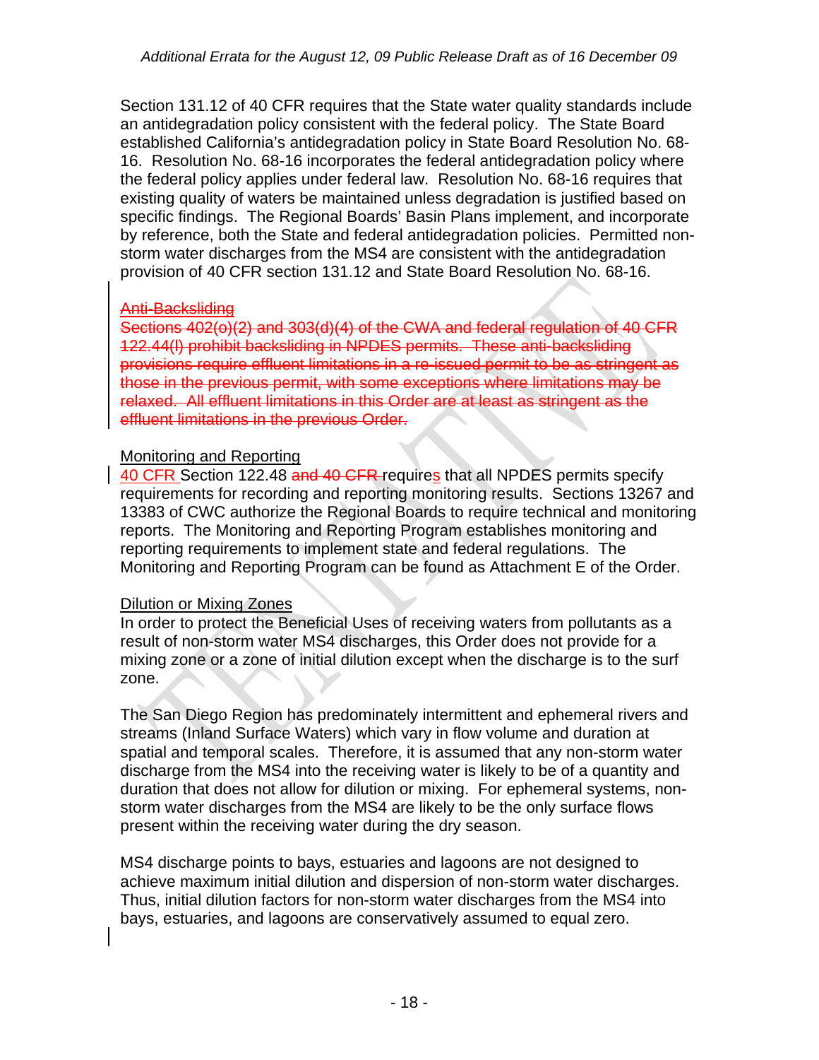Section 131.12 of 40 CFR requires that the State water quality standards include an antidegradation policy consistent with the federal policy. The State Board established California's antidegradation policy in State Board Resolution No. 68-16. Resolution No. 68-16 incorporates the federal antidegradation policy where the federal policy applies under federal law. Resolution No. 68-16 requires that existing quality of waters be maintained unless degradation is justified based on specific findings. The Regional Boards' Basin Plans implement, and incorporate by reference, both the State and federal antidegradation policies. Permitted non-storm water discharges from the MS4 are consistent with the antidegradation provision of 40 CFR section 131.12 and State Board Resolution No. 68-16.

~~Anti-Backsliding~~
~~Sections 402(o)(2) and 303(d)(4) of the CWA and federal regulation of 40 CFR 122.44(l) prohibit backsliding in NPDES permits. These anti-backsliding provisions require effluent limitations in a re-issued permit to be as stringent as those in the previous permit, with some exceptions where limitations may be relaxed. All effluent limitations in this Order are at least as stringent as the effluent limitations in the previous Order.~~

Monitoring and Reporting
40 CFR Section 122.48 ~~and 40 CFR~~ requires that all NPDES permits specify requirements for recording and reporting monitoring results. Sections 13267 and 13383 of CWC authorize the Regional Boards to require technical and monitoring reports. The Monitoring and Reporting Program establishes monitoring and reporting requirements to implement state and federal regulations. The Monitoring and Reporting Program can be found as Attachment E of the Order.

Dilution or Mixing Zones
In order to protect the Beneficial Uses of receiving waters from pollutants as a result of non-storm water MS4 discharges, this Order does not provide for a mixing zone or a zone of initial dilution except when the discharge is to the surf zone.

The San Diego Region has predominately intermittent and ephemeral rivers and streams (Inland Surface Waters) which vary in flow volume and duration at spatial and temporal scales. Therefore, it is assumed that any non-storm water discharge from the MS4 into the receiving water is likely to be of a quantity and duration that does not allow for dilution or mixing. For ephemeral systems, non-storm water discharges from the MS4 are likely to be the only surface flows present within the receiving water during the dry season.

MS4 discharge points to bays, estuaries and lagoons are not designed to achieve maximum initial dilution and dispersion of non-storm water discharges. Thus, initial dilution factors for non-storm water discharges from the MS4 into bays, estuaries, and lagoons are conservatively assumed to equal zero.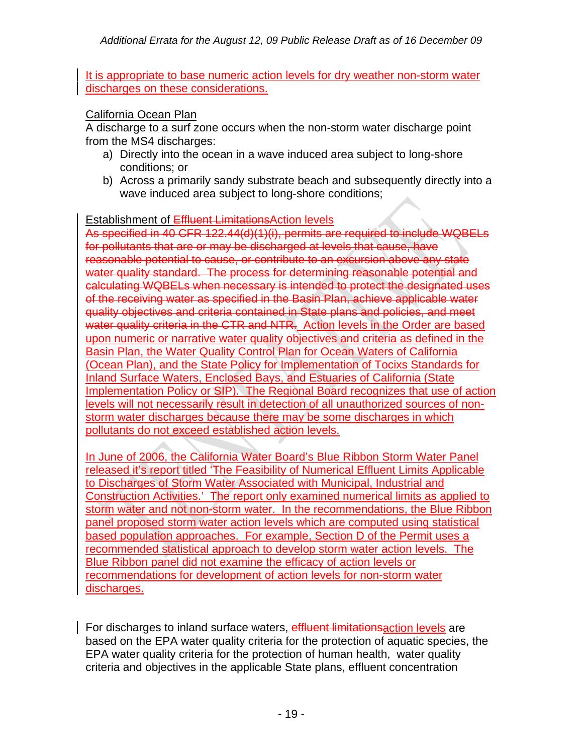It is appropriate to base numeric action levels for dry weather non-storm water discharges on these considerations.

California Ocean Plan

A discharge to a surf zone occurs when the non-storm water discharge point from the MS4 discharges:

a) Directly into the ocean in a wave induced area subject to long-shore conditions; or
b) Across a primarily sandy substrate beach and subsequently directly into a wave induced area subject to long-shore conditions;

Establishment of ~~Effluent Limitations~~Action levels

~~As specified in 40 CFR 122.44(d)(1)(i), permits are required to include WQBELs for pollutants that are or may be discharged at levels that cause, have reasonable potential to cause, or contribute to an excursion above any state water quality standard. The process for determining reasonable potential and calculating WQBELs when necessary is intended to protect the designated uses of the receiving water as specified in the Basin Plan, achieve applicable water quality objectives and criteria contained in State plans and policies, and meet water quality criteria in the CTR and NTR.~~ Action levels in the Order are based upon numeric or narrative water quality objectives and criteria as defined in the Basin Plan, the Water Quality Control Plan for Ocean Waters of California (Ocean Plan), and the State Policy for Implementation of Tocixs Standards for Inland Surface Waters, Enclosed Bays, and Estuaries of California (State Implementation Policy or SIP). The Regional Board recognizes that use of action levels will not necessarily result in detection of all unauthorized sources of non-storm water discharges because there may be some discharges in which pollutants do not exceed established action levels.

In June of 2006, the California Water Board's Blue Ribbon Storm Water Panel released it's report titled 'The Feasibility of Numerical Effluent Limits Applicable to Discharges of Storm Water Associated with Municipal, Industrial and Construction Activities.' The report only examined numerical limits as applied to storm water and not non-storm water. In the recommendations, the Blue Ribbon panel proposed storm water action levels which are computed using statistical based population approaches. For example, Section D of the Permit uses a recommended statistical approach to develop storm water action levels. The Blue Ribbon panel did not examine the efficacy of action levels or recommendations for development of action levels for non-storm water discharges.

For discharges to inland surface waters, ~~effluent limitations~~action levels are based on the EPA water quality criteria for the protection of aquatic species, the EPA water quality criteria for the protection of human health, water quality criteria and objectives in the applicable State plans, effluent concentration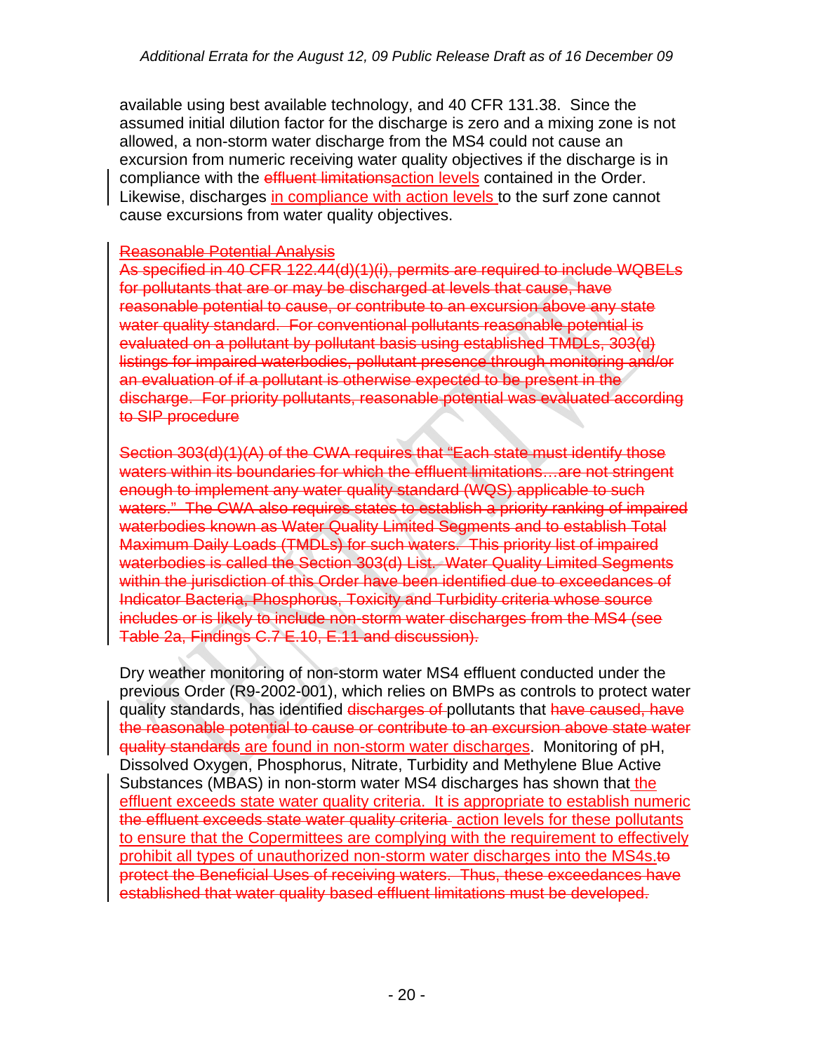available using best available technology, and 40 CFR 131.38. Since the assumed initial dilution factor for the discharge is zero and a mixing zone is not allowed, a non-storm water discharge from the MS4 could not cause an excursion from numeric receiving water quality objectives if the discharge is in compliance with the ~~effluent limitations~~action levels contained in the Order. Likewise, discharges in compliance with action levels to the surf zone cannot cause excursions from water quality objectives.

~~Reasonable Potential Analysis~~
~~As specified in 40 CFR 122.44(d)(1)(i), permits are required to include WQBELs for pollutants that are or may be discharged at levels that cause, have reasonable potential to cause, or contribute to an excursion above any state water quality standard. For conventional pollutants reasonable potential is evaluated on a pollutant by pollutant basis using established TMDLs, 303(d) listings for impaired waterbodies, pollutant presence through monitoring and/or an evaluation of if a pollutant is otherwise expected to be present in the discharge. For priority pollutants, reasonable potential was evaluated according to SIP procedure~~

~~Section 303(d)(1)(A) of the CWA requires that "Each state must identify those waters within its boundaries for which the effluent limitations…are not stringent enough to implement any water quality standard (WQS) applicable to such waters." The CWA also requires states to establish a priority ranking of impaired waterbodies known as Water Quality Limited Segments and to establish Total Maximum Daily Loads (TMDLs) for such waters. This priority list of impaired waterbodies is called the Section 303(d) List. Water Quality Limited Segments within the jurisdiction of this Order have been identified due to exceedances of Indicator Bacteria, Phosphorus, Toxicity and Turbidity criteria whose source includes or is likely to include non-storm water discharges from the MS4 (see Table 2a, Findings C.7 E.10, E.11 and discussion).~~

Dry weather monitoring of non-storm water MS4 effluent conducted under the previous Order (R9-2002-001), which relies on BMPs as controls to protect water quality standards, has identified ~~discharges of~~ pollutants that ~~have caused, have the reasonable potential to cause or contribute to an excursion above state water quality standards~~ are found in non-storm water discharges. Monitoring of pH, Dissolved Oxygen, Phosphorus, Nitrate, Turbidity and Methylene Blue Active Substances (MBAS) in non-storm water MS4 discharges has shown that the effluent exceeds state water quality criteria. It is appropriate to establish numeric ~~the effluent exceeds state water quality criteria~~ action levels for these pollutants to ensure that the Copermittees are complying with the requirement to effectively prohibit all types of unauthorized non-storm water discharges into the MS4s.~~to protect the Beneficial Uses of receiving waters. Thus, these exceedances have established that water quality based effluent limitations must be developed.~~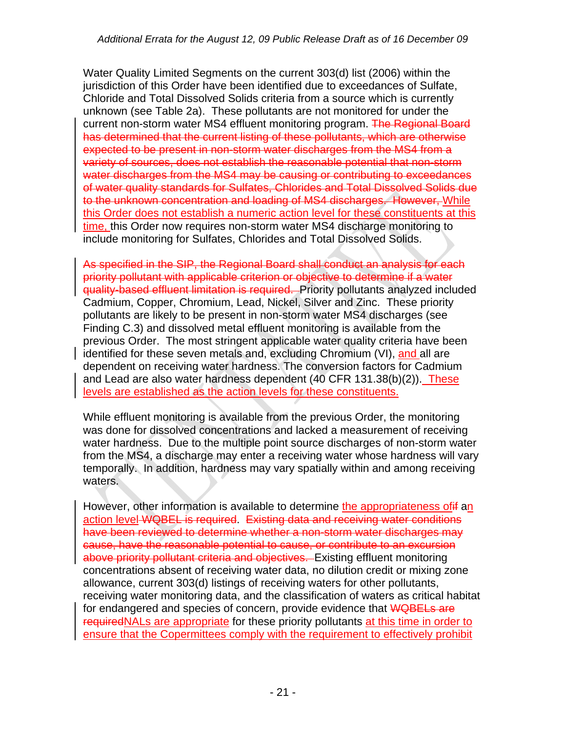Water Quality Limited Segments on the current 303(d) list (2006) within the jurisdiction of this Order have been identified due to exceedances of Sulfate, Chloride and Total Dissolved Solids criteria from a source which is currently unknown (see Table 2a). These pollutants are not monitored for under the current non-storm water MS4 effluent monitoring program. ~~The Regional Board has determined that the current listing of these pollutants, which are otherwise expected to be present in non-storm water discharges from the MS4 from a variety of sources, does not establish the reasonable potential that non-storm water discharges from the MS4 may be causing or contributing to exceedances of water quality standards for Sulfates, Chlorides and Total Dissolved Solids due to the unknown concentration and loading of MS4 discharges. However,~~ <u>While this Order does not establish a numeric action level for these constituents at this time,</u> this Order now requires non-storm water MS4 discharge monitoring to include monitoring for Sulfates, Chlorides and Total Dissolved Solids.

~~As specified in the SIP, the Regional Board shall conduct an analysis for each priority pollutant with applicable criterion or objective to determine if a water quality-based effluent limitation is required.~~ Priority pollutants analyzed included Cadmium, Copper, Chromium, Lead, Nickel, Silver and Zinc. These priority pollutants are likely to be present in non-storm water MS4 discharges (see Finding C.3) and dissolved metal effluent monitoring is available from the previous Order. The most stringent applicable water quality criteria have been identified for these seven metals and, excluding Chromium (VI), <u>and</u> all are dependent on receiving water hardness. The conversion factors for Cadmium and Lead are also water hardness dependent (40 CFR 131.38(b)(2)). <u>These levels are established as the action levels for these constituents.</u>

While effluent monitoring is available from the previous Order, the monitoring was done for dissolved concentrations and lacked a measurement of receiving water hardness. Due to the multiple point source discharges of non-storm water from the MS4, a discharge may enter a receiving water whose hardness will vary temporally. In addition, hardness may vary spatially within and among receiving waters.

However, other information is available to determine <u>the appropriateness of</u>~~if~~ a<u>n action level</u> ~~WQBEL is required~~. ~~Existing data and receiving water conditions have been reviewed to determine whether a non-storm water discharges may cause, have the reasonable potential to cause, or contribute to an excursion above priority pollutant criteria and objectives.~~ Existing effluent monitoring concentrations absent of receiving water data, no dilution credit or mixing zone allowance, current 303(d) listings of receiving waters for other pollutants, receiving water monitoring data, and the classification of waters as critical habitat for endangered and species of concern, provide evidence that ~~WQBELs are required~~<u>NALs are appropriate</u> for these priority pollutants <u>at this time in order to ensure that the Copermittees comply with the requirement to effectively prohibit</u>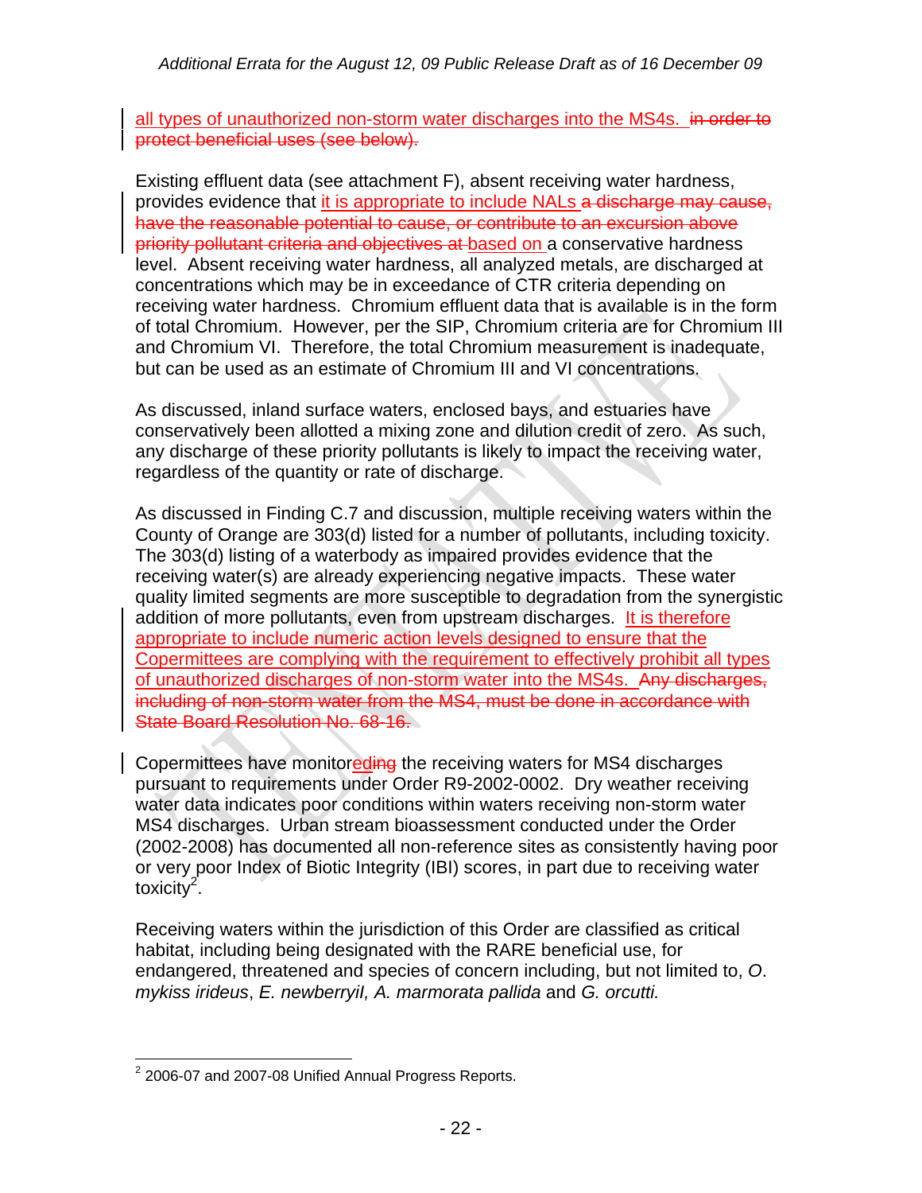all types of unauthorized non-storm water discharges into the MS4s. ~~in order to protect beneficial uses (see below).~~

Existing effluent data (see attachment F), absent receiving water hardness, provides evidence that it is appropriate to include NALs ~~a discharge may cause, have the reasonable potential to cause, or contribute to an excursion above priority pollutant criteria and objectives at~~ based on a conservative hardness level. Absent receiving water hardness, all analyzed metals, are discharged at concentrations which may be in exceedance of CTR criteria depending on receiving water hardness. Chromium effluent data that is available is in the form of total Chromium. However, per the SIP, Chromium criteria are for Chromium III and Chromium VI. Therefore, the total Chromium measurement is inadequate, but can be used as an estimate of Chromium III and VI concentrations.

As discussed, inland surface waters, enclosed bays, and estuaries have conservatively been allotted a mixing zone and dilution credit of zero. As such, any discharge of these priority pollutants is likely to impact the receiving water, regardless of the quantity or rate of discharge.

As discussed in Finding C.7 and discussion, multiple receiving waters within the County of Orange are 303(d) listed for a number of pollutants, including toxicity. The 303(d) listing of a waterbody as impaired provides evidence that the receiving water(s) are already experiencing negative impacts. These water quality limited segments are more susceptible to degradation from the synergistic addition of more pollutants, even from upstream discharges. It is therefore appropriate to include numeric action levels designed to ensure that the Copermittees are complying with the requirement to effectively prohibit all types of unauthorized discharges of non-storm water into the MS4s. ~~Any discharges, including of non-storm water from the MS4, must be done in accordance with State Board Resolution No. 68-16.~~

Copermittees have monitored~~ing~~ the receiving waters for MS4 discharges pursuant to requirements under Order R9-2002-0002. Dry weather receiving water data indicates poor conditions within waters receiving non-storm water MS4 discharges. Urban stream bioassessment conducted under the Order (2002-2008) has documented all non-reference sites as consistently having poor or very poor Index of Biotic Integrity (IBI) scores, in part due to receiving water toxicity[2].

Receiving waters within the jurisdiction of this Order are classified as critical habitat, including being designated with the RARE beneficial use, for endangered, threatened and species of concern including, but not limited to, *O. mykiss irideus*, *E. newberryiI, A. marmorata pallida* and *G. orcutti.*

---

[2] 2006-07 and 2007-08 Unified Annual Progress Reports.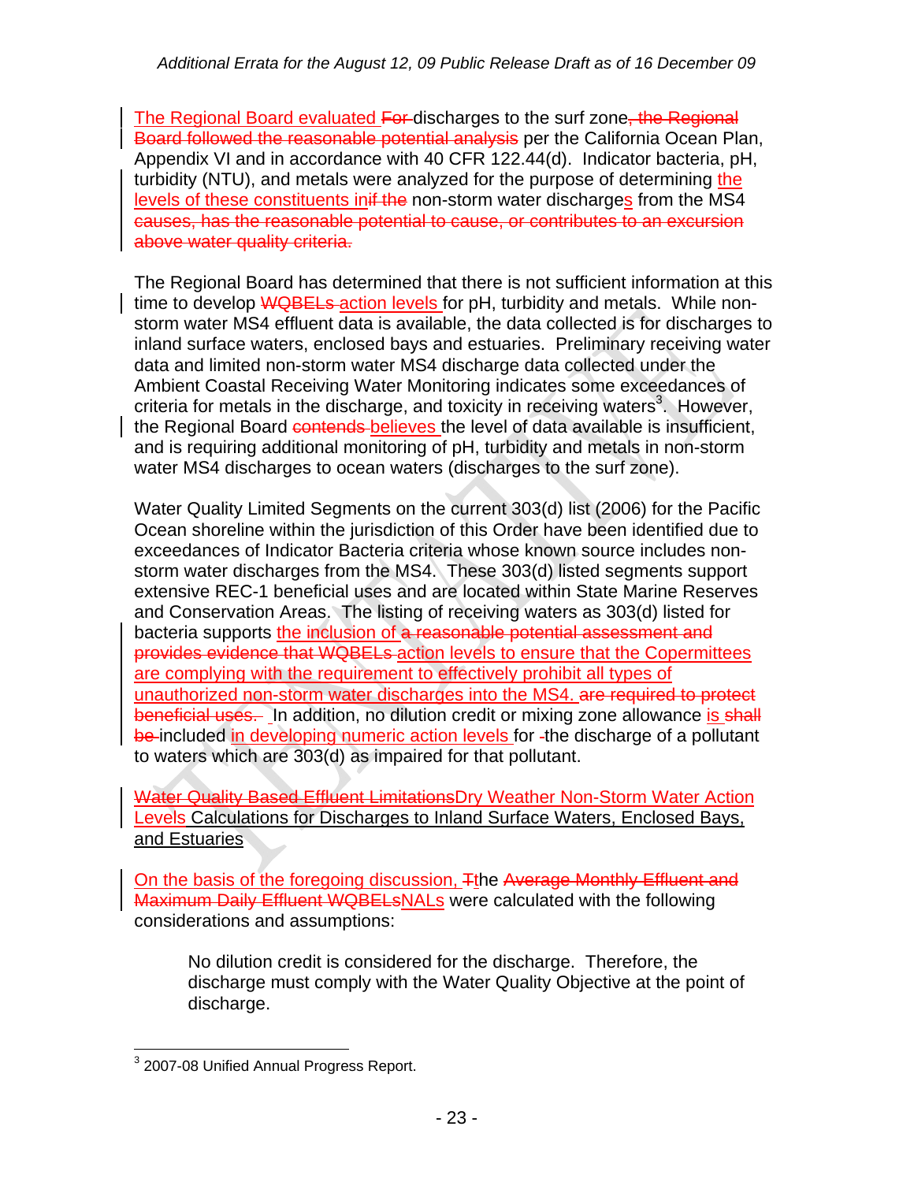The Regional Board evaluated ~~For~~ discharges to the surf zone~~, the Regional Board followed the reasonable potential analysis~~ per the California Ocean Plan, Appendix VI and in accordance with 40 CFR 122.44(d). Indicator bacteria, pH, turbidity (NTU), and metals were analyzed for the purpose of determining the levels of these constituents in~~if the~~ non-storm water discharges from the MS4 ~~causes, has the reasonable potential to cause, or contributes to an excursion above water quality criteria.~~

The Regional Board has determined that there is not sufficient information at this time to develop ~~WQBELs~~ action levels for pH, turbidity and metals. While non-storm water MS4 effluent data is available, the data collected is for discharges to inland surface waters, enclosed bays and estuaries. Preliminary receiving water data and limited non-storm water MS4 discharge data collected under the Ambient Coastal Receiving Water Monitoring indicates some exceedances of criteria for metals in the discharge, and toxicity in receiving waters[3]. However, the Regional Board ~~contends~~ believes the level of data available is insufficient, and is requiring additional monitoring of pH, turbidity and metals in non-storm water MS4 discharges to ocean waters (discharges to the surf zone).

Water Quality Limited Segments on the current 303(d) list (2006) for the Pacific Ocean shoreline within the jurisdiction of this Order have been identified due to exceedances of Indicator Bacteria criteria whose known source includes non-storm water discharges from the MS4. These 303(d) listed segments support extensive REC-1 beneficial uses and are located within State Marine Reserves and Conservation Areas. The listing of receiving waters as 303(d) listed for bacteria supports the inclusion of ~~a reasonable potential assessment and provides evidence that WQBELs~~ action levels to ensure that the Copermittees are complying with the requirement to effectively prohibit all types of unauthorized non-storm water discharges into the MS4. ~~are required to protect beneficial uses.~~ In addition, no dilution credit or mixing zone allowance is ~~shall be~~ included in developing numeric action levels for the discharge of a pollutant to waters which are 303(d) as impaired for that pollutant.

## ~~Water Quality Based Effluent Limitations~~Dry Weather Non-Storm Water Action Levels Calculations for Discharges to Inland Surface Waters, Enclosed Bays, and Estuaries

On the basis of the foregoing discussion, ~~T~~the ~~Average Monthly Effluent and Maximum Daily Effluent WQBELs~~NALs were calculated with the following considerations and assumptions:

> No dilution credit is considered for the discharge. Therefore, the discharge must comply with the Water Quality Objective at the point of discharge.

---

[3] 2007-08 Unified Annual Progress Report.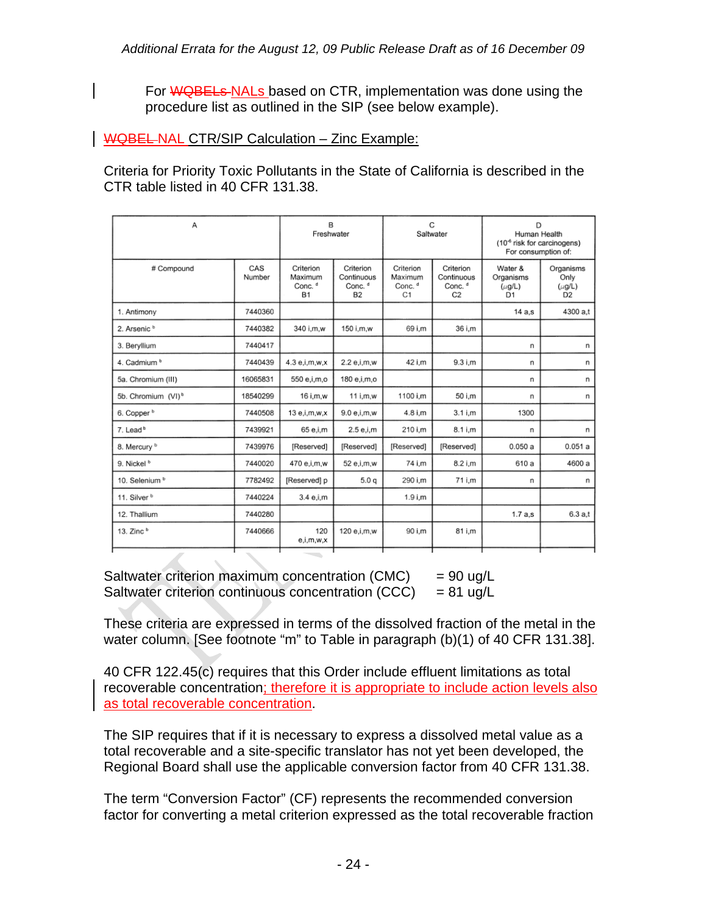For ~~WQBELs~~ NALs based on CTR, implementation was done using the procedure list as outlined in the SIP (see below example).

~~WQBEL~~ NAL CTR/SIP Calculation – Zinc Example:

Criteria for Priority Toxic Pollutants in the State of California is described in the CTR table listed in 40 CFR 131.38.

| A | | B Freshwater | | C Saltwater | | D Human Health ($10^{-6}$ risk for carcinogens) For consumption of: | |
|---|---|---|---|---|---|---|---|
| # Compound | CAS Number | Criterion Maximum Conc. [d] B1 | Criterion Continuous Conc. [d] B2 | Criterion Maximum Conc. [d] C1 | Criterion Continuous Conc. [d] C2 | Water & Organisms (µg/L) D1 | Organisms Only (µg/L) D2 |
| 1. Antimony | 7440360 | | | | | 14 a,s | 4300 a,t |
| 2. Arsenic [b] | 7440382 | 340 i,m,w | 150 i,m,w | 69 i,m | 36 i,m | | |
| 3. Beryllium | 7440417 | | | | | n | n |
| 4. Cadmium [b] | 7440439 | 4.3 e,i,m,w,x | 2.2 e,i,m,w | 42 i,m | 9.3 i,m | n | n |
| 5a. Chromium (III) | 16065831 | 550 e,i,m,o | 180 e,i,m,o | | | n | n |
| 5b. Chromium (VI) [b] | 18540299 | 16 i,m,w | 11 i,m,w | 1100 i,m | 50 i,m | n | n |
| 6. Copper [b] | 7440508 | 13 e,i,m,w,x | 9.0 e,i,m,w | 4.8 i,m | 3.1 i,m | 1300 | |
| 7. Lead [b] | 7439921 | 65 e,i,m | 2.5 e,i,m | 210 i,m | 8.1 i,m | n | n |
| 8. Mercury [b] | 7439976 | [Reserved] | [Reserved] | [Reserved] | [Reserved] | 0.050 a | 0.051 a |
| 9. Nickel [b] | 7440020 | 470 e,i,m,w | 52 e,i,m,w | 74 i,m | 8.2 i,m | 610 a | 4600 a |
| 10. Selenium [b] | 7782492 | [Reserved] p | 5.0 q | 290 i,m | 71 i,m | n | n |
| 11. Silver [b] | 7440224 | 3.4 e,i,m | | 1.9 i,m | | | |
| 12. Thallium | 7440280 | | | | | 1.7 a,s | 6.3 a,t |
| 13. Zinc [b] | 7440666 | 120 e,i,m,w,x | 120 e,i,m,w | 90 i,m | 81 i,m | | |

Saltwater criterion maximum concentration (CMC) = 90 ug/L
Saltwater criterion continuous concentration (CCC) = 81 ug/L

These criteria are expressed in terms of the dissolved fraction of the metal in the water column. [See footnote "m" to Table in paragraph (b)(1) of 40 CFR 131.38].

40 CFR 122.45(c) requires that this Order include effluent limitations as total recoverable concentration; therefore it is appropriate to include action levels also as total recoverable concentration.

The SIP requires that if it is necessary to express a dissolved metal value as a total recoverable and a site-specific translator has not yet been developed, the Regional Board shall use the applicable conversion factor from 40 CFR 131.38.

The term "Conversion Factor" (CF) represents the recommended conversion factor for converting a metal criterion expressed as the total recoverable fraction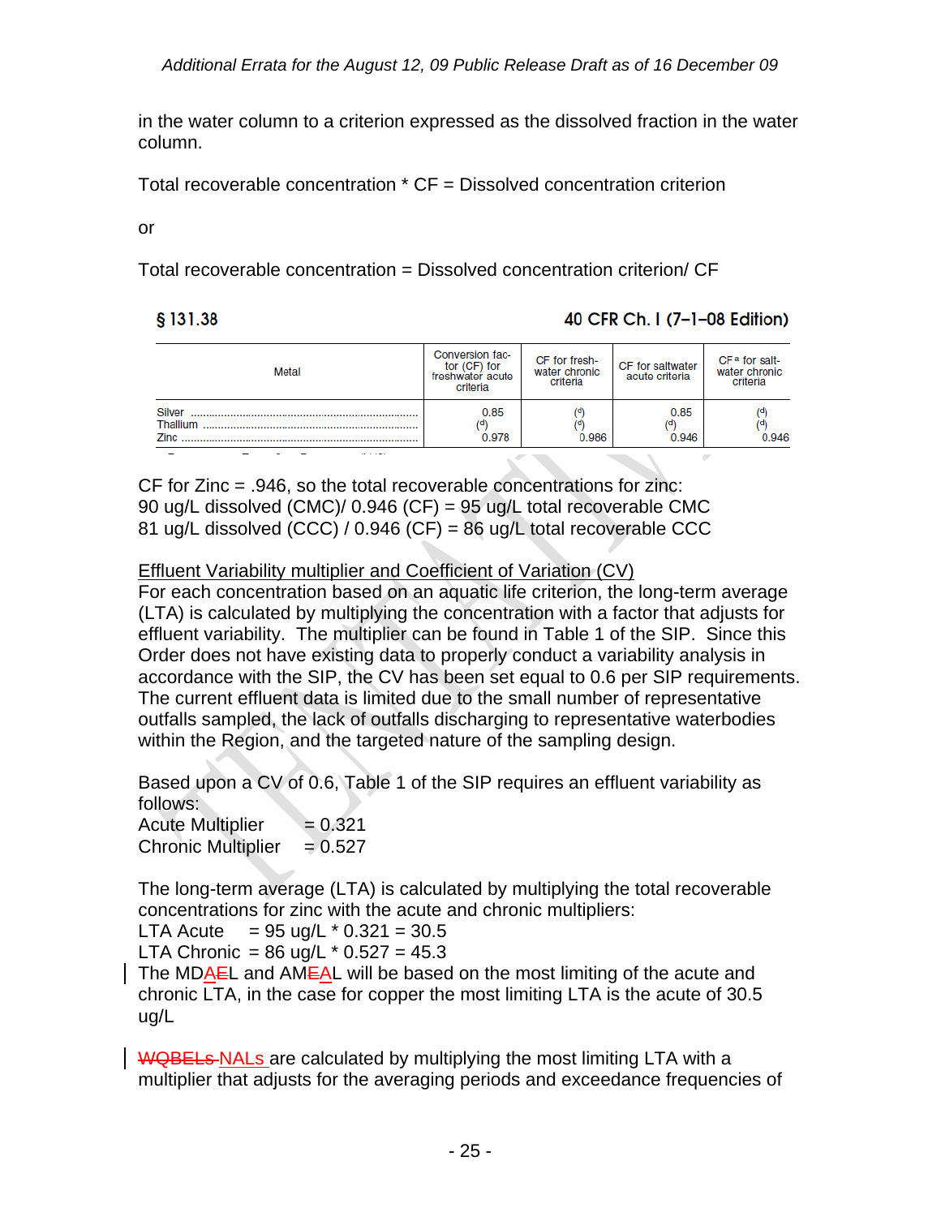in the water column to a criterion expressed as the dissolved fraction in the water column.

Total recoverable concentration * CF = Dissolved concentration criterion

or

Total recoverable concentration = Dissolved concentration criterion/ CF

§ 131.38 40 CFR Ch. I (7–1–08 Edition)

| Metal | Conversion factor (CF) for freshwater acute criteria | CF for freshwater chronic criteria | CF for saltwater acute criteria | CF [a] for saltwater chronic criteria |
|---|---|---|---|---|
| Silver | 0.85 | [d] | 0.85 | [d] |
| Thallium | [d] | [d] | [d] | [d] |
| Zinc | 0.978 | 0.986 | 0.946 | 0.946 |

CF for Zinc = .946, so the total recoverable concentrations for zinc:
90 ug/L dissolved (CMC)/ 0.946 (CF) = 95 ug/L total recoverable CMC
81 ug/L dissolved (CCC) / 0.946 (CF) = 86 ug/L total recoverable CCC

<u>Effluent Variability multiplier and Coefficient of Variation (CV)</u>
For each concentration based on an aquatic life criterion, the long-term average (LTA) is calculated by multiplying the concentration with a factor that adjusts for effluent variability. The multiplier can be found in Table 1 of the SIP. Since this Order does not have existing data to properly conduct a variability analysis in accordance with the SIP, the CV has been set equal to 0.6 per SIP requirements. The current effluent data is limited due to the small number of representative outfalls sampled, the lack of outfalls discharging to representative waterbodies within the Region, and the targeted nature of the sampling design.

Based upon a CV of 0.6, Table 1 of the SIP requires an effluent variability as follows:
Acute Multiplier = 0.321
Chronic Multiplier = 0.527

The long-term average (LTA) is calculated by multiplying the total recoverable concentrations for zinc with the acute and chronic multipliers:
LTA Acute = 95 ug/L * 0.321 = 30.5
LTA Chronic = 86 ug/L * 0.527 = 45.3
The MD~~E~~AL and AM~~E~~AL will be based on the most limiting of the acute and chronic LTA, in the case for copper the most limiting LTA is the acute of 30.5 ug/L

~~WQBELs~~ NALs are calculated by multiplying the most limiting LTA with a multiplier that adjusts for the averaging periods and exceedance frequencies of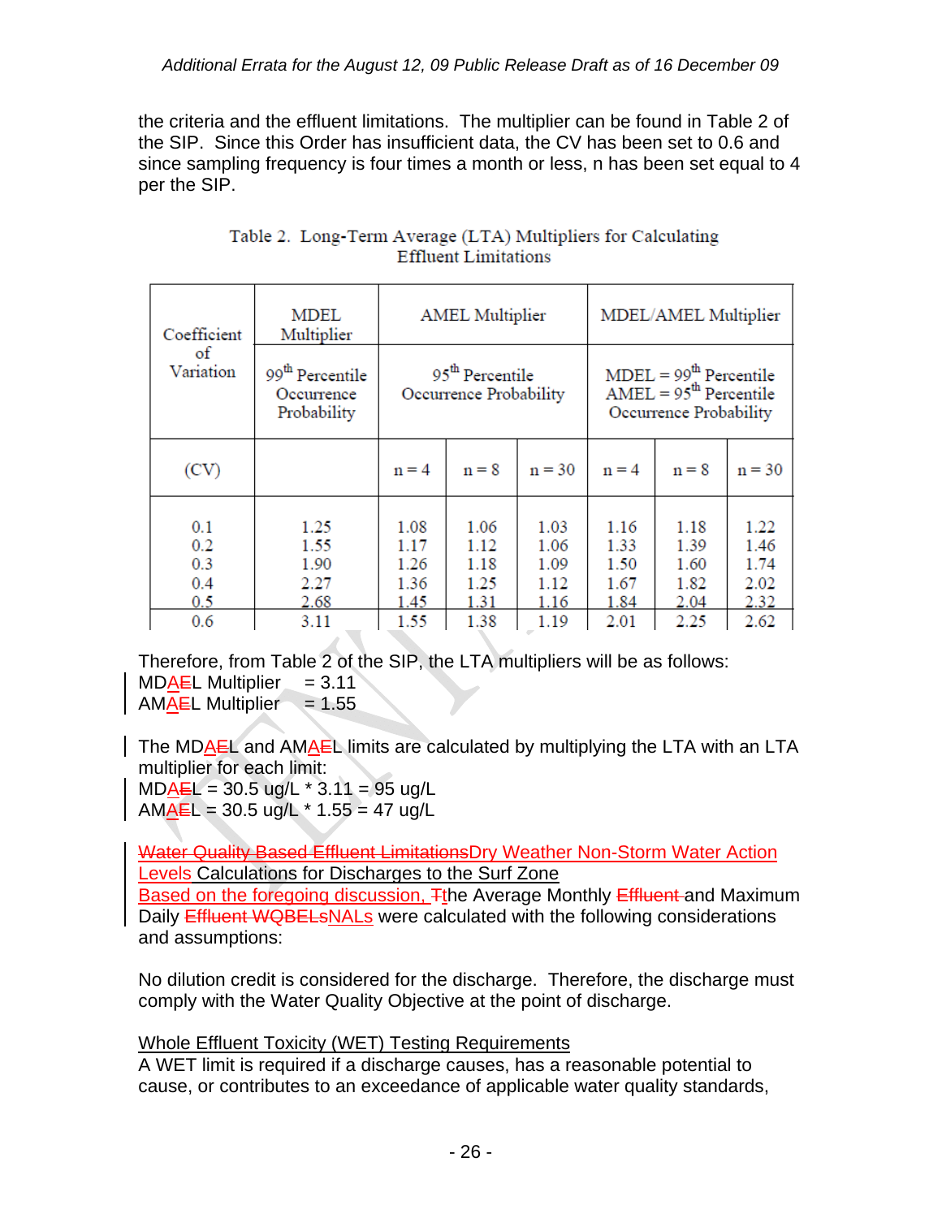the criteria and the effluent limitations. The multiplier can be found in Table 2 of the SIP. Since this Order has insufficient data, the CV has been set to 0.6 and since sampling frequency is four times a month or less, n has been set equal to 4 per the SIP.

Table 2. Long-Term Average (LTA) Multipliers for Calculating Effluent Limitations

| Coefficient of Variation | MDEL Multiplier | AMEL Multiplier | | | MDEL/AMEL Multiplier | | |
|---|---|---|---|---|---|---|---|
| | 99th Percentile Occurrence Probability | 95th Percentile Occurrence Probability | | | MDEL = 99th Percentile AMEL = 95th Percentile Occurrence Probability | | |
| (CV) | | n = 4 | n = 8 | n = 30 | n = 4 | n = 8 | n = 30 |
| 0.1 | 1.25 | 1.08 | 1.06 | 1.03 | 1.16 | 1.18 | 1.22 |
| 0.2 | 1.55 | 1.17 | 1.12 | 1.06 | 1.33 | 1.39 | 1.46 |
| 0.3 | 1.90 | 1.26 | 1.18 | 1.09 | 1.50 | 1.60 | 1.74 |
| 0.4 | 2.27 | 1.36 | 1.25 | 1.12 | 1.67 | 1.82 | 2.02 |
| 0.5 | 2.68 | 1.45 | 1.31 | 1.16 | 1.84 | 2.04 | 2.32 |
| 0.6 | 3.11 | 1.55 | 1.38 | 1.19 | 2.01 | 2.25 | 2.62 |

Therefore, from Table 2 of the SIP, the LTA multipliers will be as follows:
MDA~~E~~L Multiplier = 3.11
AMA~~E~~L Multiplier = 1.55

The MDA~~E~~L and AMA~~E~~L limits are calculated by multiplying the LTA with an LTA multiplier for each limit:
MDA~~E~~L = 30.5 ug/L * 3.11 = 95 ug/L
AMA~~E~~L = 30.5 ug/L * 1.55 = 47 ug/L

~~Water Quality Based Effluent Limitations~~Dry Weather Non-Storm Water Action Levels Calculations for Discharges to the Surf Zone
Based on the foregoing discussion, ~~T~~the Average Monthly ~~Effluent~~ and Maximum Daily ~~Effluent WQBELs~~NALs were calculated with the following considerations and assumptions:

No dilution credit is considered for the discharge. Therefore, the discharge must comply with the Water Quality Objective at the point of discharge.

Whole Effluent Toxicity (WET) Testing Requirements
A WET limit is required if a discharge causes, has a reasonable potential to cause, or contributes to an exceedance of applicable water quality standards,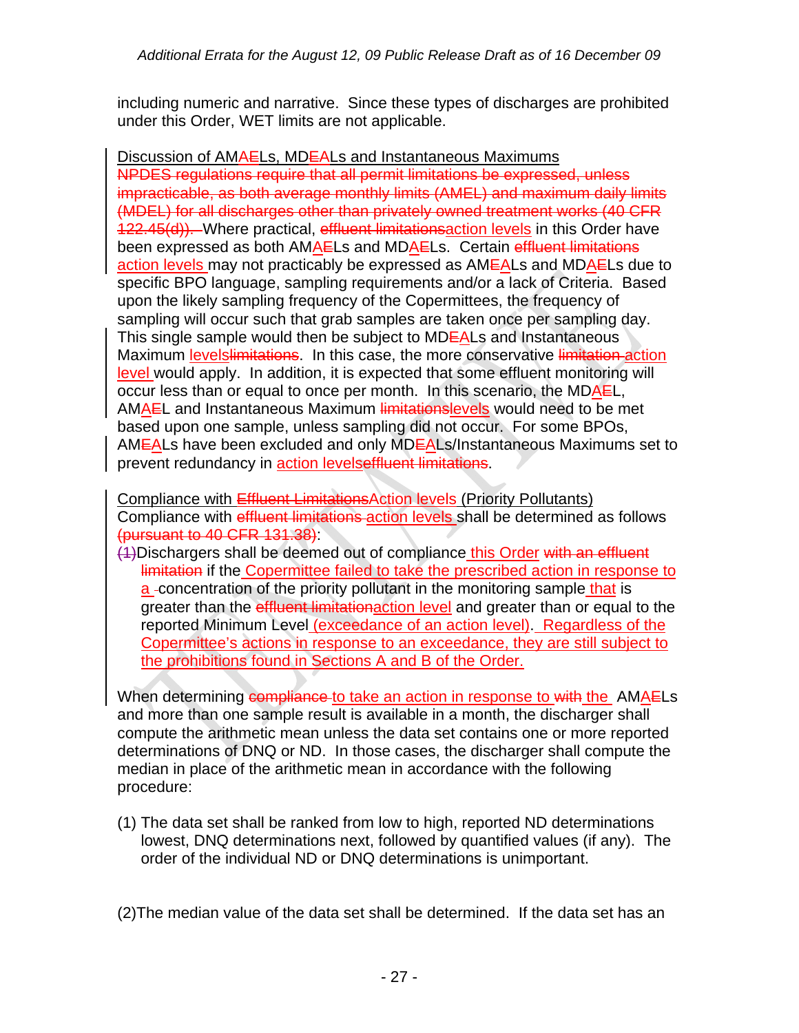including numeric and narrative. Since these types of discharges are prohibited under this Order, WET limits are not applicable.

Discussion of AMA~~E~~Ls, MD~~E~~ALs and Instantaneous Maximums

~~NPDES regulations require that all permit limitations be expressed, unless impracticable, as both average monthly limits (AMEL) and maximum daily limits (MDEL) for all discharges other than privately owned treatment works (40 CFR 122.45(d)).~~ Where practical, ~~effluent limitations~~action levels in this Order have been expressed as both AMA~~E~~Ls and MDA~~E~~Ls. Certain ~~effluent limitations~~ action levels may not practicably be expressed as AM~~E~~ALs and MDA~~E~~Ls due to specific BPO language, sampling requirements and/or a lack of Criteria. Based upon the likely sampling frequency of the Copermittees, the frequency of sampling will occur such that grab samples are taken once per sampling day. This single sample would then be subject to MD~~E~~ALs and Instantaneous Maximum levels~~limitations~~. In this case, the more conservative ~~limitation~~ action level would apply. In addition, it is expected that some effluent monitoring will occur less than or equal to once per month. In this scenario, the MDA~~E~~L, AMA~~E~~L and Instantaneous Maximum ~~limitations~~levels would need to be met based upon one sample, unless sampling did not occur. For some BPOs, AM~~E~~ALs have been excluded and only MD~~E~~ALs/Instantaneous Maximums set to prevent redundancy in action levels~~effluent limitations~~.

Compliance with ~~Effluent Limitations~~Action levels (Priority Pollutants)

Compliance with ~~effluent limitations~~ action levels shall be determined as follows ~~(pursuant to 40 CFR 131.38)~~:

~~(1)~~Dischargers shall be deemed out of compliance this Order ~~with an effluent limitation~~ if the Copermittee failed to take the prescribed action in response to a concentration of the priority pollutant in the monitoring sample that is greater than the ~~effluent limitation~~action level and greater than or equal to the reported Minimum Level (exceedance of an action level). Regardless of the Copermittee's actions in response to an exceedance, they are still subject to the prohibitions found in Sections A and B of the Order.

When determining ~~compliance~~ to take an action in response to ~~with~~ the AMA~~E~~Ls and more than one sample result is available in a month, the discharger shall compute the arithmetic mean unless the data set contains one or more reported determinations of DNQ or ND. In those cases, the discharger shall compute the median in place of the arithmetic mean in accordance with the following procedure:

(1) The data set shall be ranked from low to high, reported ND determinations lowest, DNQ determinations next, followed by quantified values (if any). The order of the individual ND or DNQ determinations is unimportant.

(2)The median value of the data set shall be determined. If the data set has an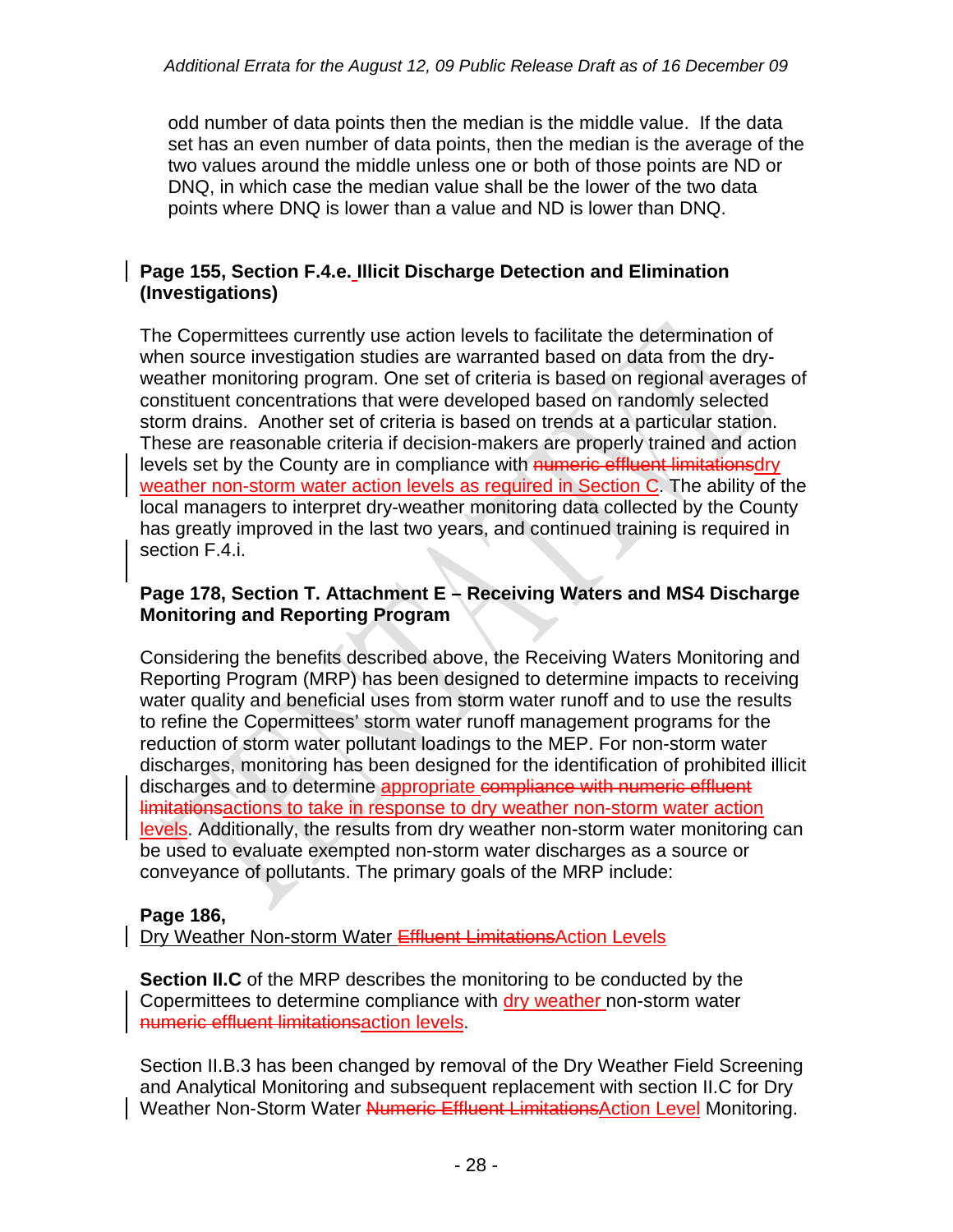odd number of data points then the median is the middle value. If the data set has an even number of data points, then the median is the average of the two values around the middle unless one or both of those points are ND or DNQ, in which case the median value shall be the lower of the two data points where DNQ is lower than a value and ND is lower than DNQ.

**Page 155, Section F.4.e. Illicit Discharge Detection and Elimination (Investigations)**

The Copermittees currently use action levels to facilitate the determination of when source investigation studies are warranted based on data from the dry-weather monitoring program. One set of criteria is based on regional averages of constituent concentrations that were developed based on randomly selected storm drains. Another set of criteria is based on trends at a particular station. These are reasonable criteria if decision-makers are properly trained and action levels set by the County are in compliance with ~~numeric effluent limitations~~dry weather non-storm water action levels as required in Section C. The ability of the local managers to interpret dry-weather monitoring data collected by the County has greatly improved in the last two years, and continued training is required in section F.4.i.

**Page 178, Section T. Attachment E – Receiving Waters and MS4 Discharge Monitoring and Reporting Program**

Considering the benefits described above, the Receiving Waters Monitoring and Reporting Program (MRP) has been designed to determine impacts to receiving water quality and beneficial uses from storm water runoff and to use the results to refine the Copermittees' storm water runoff management programs for the reduction of storm water pollutant loadings to the MEP. For non-storm water discharges, monitoring has been designed for the identification of prohibited illicit discharges and to determine appropriate ~~compliance with numeric effluent limitations~~actions to take in response to dry weather non-storm water action levels. Additionally, the results from dry weather non-storm water monitoring can be used to evaluate exempted non-storm water discharges as a source or conveyance of pollutants. The primary goals of the MRP include:

**Page 186,**

Dry Weather Non-storm Water ~~Effluent Limitations~~Action Levels

**Section II.C** of the MRP describes the monitoring to be conducted by the Copermittees to determine compliance with dry weather non-storm water ~~numeric effluent limitations~~action levels.

Section II.B.3 has been changed by removal of the Dry Weather Field Screening and Analytical Monitoring and subsequent replacement with section II.C for Dry Weather Non-Storm Water ~~Numeric Effluent Limitations~~Action Level Monitoring.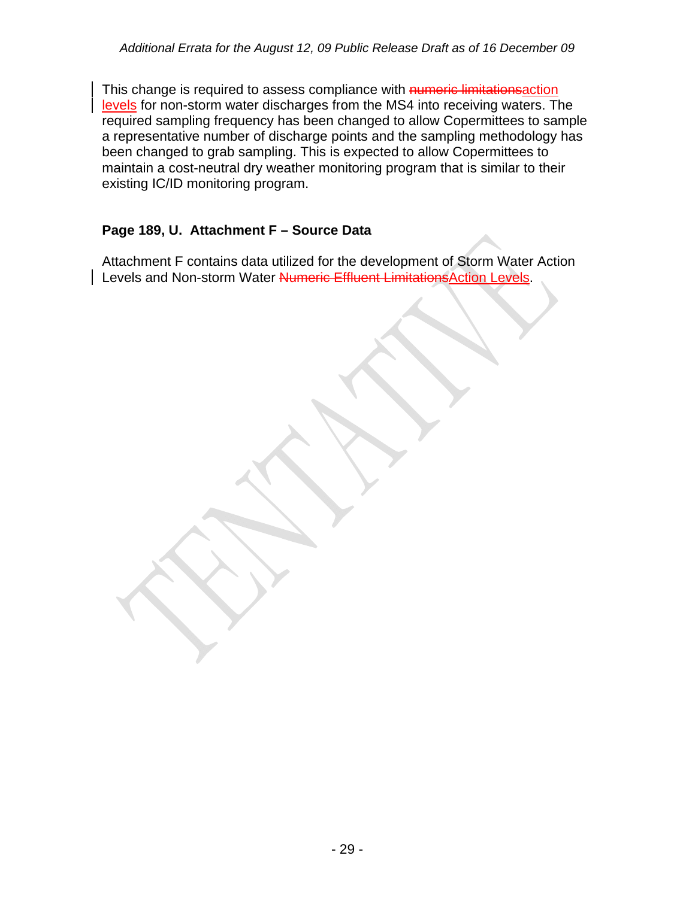This change is required to assess compliance with ~~numeric limitations~~action levels for non-storm water discharges from the MS4 into receiving waters. The required sampling frequency has been changed to allow Copermittees to sample a representative number of discharge points and the sampling methodology has been changed to grab sampling. This is expected to allow Copermittees to maintain a cost-neutral dry weather monitoring program that is similar to their existing IC/ID monitoring program.

**Page 189, U. Attachment F – Source Data**

Attachment F contains data utilized for the development of Storm Water Action Levels and Non-storm Water ~~Numeric Effluent Limitations~~Action Levels.